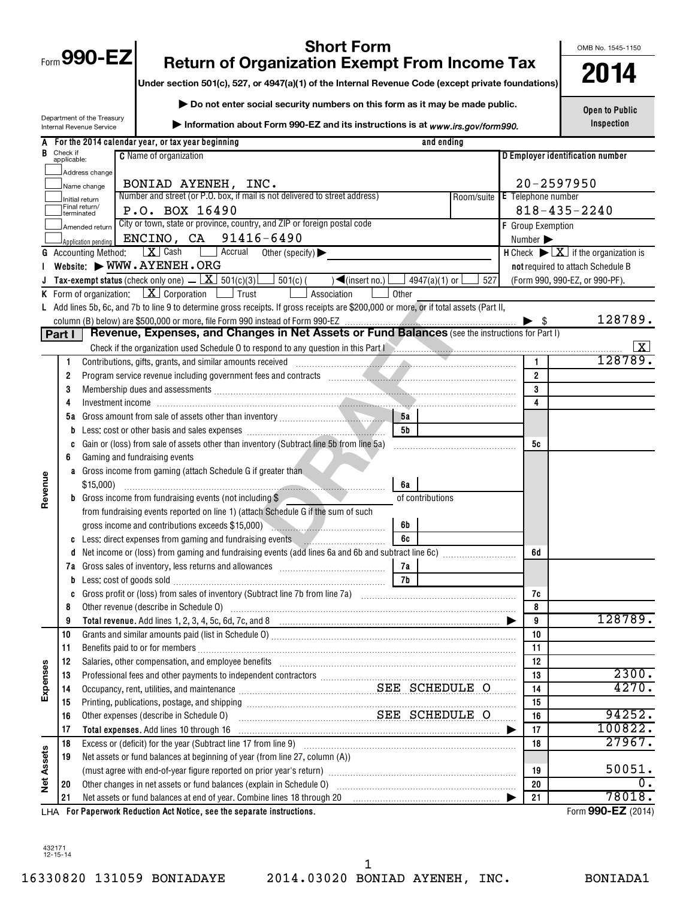Form **990-EZ**

# Short Form
# Return of Organization Exempt From Income Tax

**Under section 501(c), 527, or 4947(a)(1) of the Internal Revenue Code (except private foundations)**

▶ Do not enter social security numbers on this form as it may be made public.

▶ Information about Form 990-EZ and its instructions is at *www.irs.gov/form990.*

Department of the Treasury
Internal Revenue Service

OMB No. 1545-1150

**2014**

**Open to Public Inspection**

**A** For the 2014 calendar year, or tax year beginning and ending

**B** Check if applicable:
- Address change
- Name change
- Initial return
- Final return/terminated
- Amended return
- Application pending

**C** Name of organization: BONIAD AYENEH, INC.

Number and street (or P.O. box, if mail is not delivered to street address): P.O. BOX 16490 Room/suite

City or town, state or province, country, and ZIP or foreign postal code: ENCINO, CA 91416-6490

**D** Employer identification number: 20-2597950

**E** Telephone number: 818-435-2240

**F** Group Exemption Number ▶

**G** Accounting Method: [X] Cash [ ] Accrual Other (specify) ▶

**H** Check ▶ [X] if the organization is **not** required to attach Schedule B (Form 990, 990-EZ, or 990-PF).

**I** Website: ▶ WWW.AYENEH.ORG

**J** Tax-exempt status (check only one) – [X] 501(c)(3) [ ] 501(c) ( ) ◀(insert no.) [ ] 4947(a)(1) or [ ] 527

**K** Form of organization: [X] Corporation [ ] Trust [ ] Association [ ] Other

**L** Add lines 5b, 6c, and 7b to line 9 to determine gross receipts. If gross receipts are $200,000 or more, or if total assets (Part II, column (B) below) are $500,000 or more, file Form 990 instead of Form 990-EZ ▶ $ 128789.

## Part I Revenue, Expenses, and Changes in Net Assets or Fund Balances (see the instructions for Part I)

Check if the organization used Schedule O to respond to any question in this Part I [X]

| Section | Line | Description | Sub-line | Sub-amount | Line | Amount |
|---|---|---|---|---|---|---|
| Revenue | 1 | Contributions, gifts, grants, and similar amounts received | | | 1 | 128789. |
| | 2 | Program service revenue including government fees and contracts | | | 2 | |
| | 3 | Membership dues and assessments | | | 3 | |
| | 4 | Investment income | | | 4 | |
| | 5a | Gross amount from sale of assets other than inventory | 5a | | | |
| | b | Less: cost or other basis and sales expenses | 5b | | | |
| | c | Gain or (loss) from sale of assets other than inventory (Subtract line 5b from line 5a) | | | 5c | |
| | 6 | Gaming and fundraising events | | | | |
| | a | Gross income from gaming (attach Schedule G if greater than $15,000) | 6a | | | |
| | b | Gross income from fundraising events (not including $ ____ of contributions from fundraising events reported on line 1) (attach Schedule G if the sum of such gross income and contributions exceeds $15,000) | 6b | | | |
| | c | Less: direct expenses from gaming and fundraising events | 6c | | | |
| | d | Net income or (loss) from gaming and fundraising events (add lines 6a and 6b and subtract line 6c) | | | 6d | |
| | 7a | Gross sales of inventory, less returns and allowances | 7a | | | |
| | b | Less: cost of goods sold | 7b | | | |
| | c | Gross profit or (loss) from sales of inventory (Subtract line 7b from line 7a) | | | 7c | |
| | 8 | Other revenue (describe in Schedule O) | | | 8 | |
| | 9 | **Total revenue.** Add lines 1, 2, 3, 4, 5c, 6d, 7c, and 8 ▶ | | | 9 | 128789. |
| Expenses | 10 | Grants and similar amounts paid (list in Schedule O) | | | 10 | |
| | 11 | Benefits paid to or for members | | | 11 | |
| | 12 | Salaries, other compensation, and employee benefits | | | 12 | |
| | 13 | Professional fees and other payments to independent contractors | | | 13 | 2300. |
| | 14 | Occupancy, rent, utilities, and maintenance SEE SCHEDULE O | | | 14 | 4270. |
| | 15 | Printing, publications, postage, and shipping | | | 15 | |
| | 16 | Other expenses (describe in Schedule O) SEE SCHEDULE O | | | 16 | 94252. |
| | 17 | **Total expenses.** Add lines 10 through 16 ▶ | | | 17 | 100822. |
| Net Assets | 18 | Excess or (deficit) for the year (Subtract line 17 from line 9) | | | 18 | 27967. |
| | 19 | Net assets or fund balances at beginning of year (from line 27, column (A)) (must agree with end-of-year figure reported on prior year's return) | | | 19 | 50051. |
| | 20 | Other changes in net assets or fund balances (explain in Schedule O) | | | 20 | 0. |
| | 21 | Net assets or fund balances at end of year. Combine lines 18 through 20 ▶ | | | 21 | 78018. |

LHA **For Paperwork Reduction Act Notice, see the separate instructions.** Form **990-EZ** (2014)

432171 12-15-14

16330820 131059 BONIADAYE 2014.03020 BONIAD AYENEH, INC. BONIADA1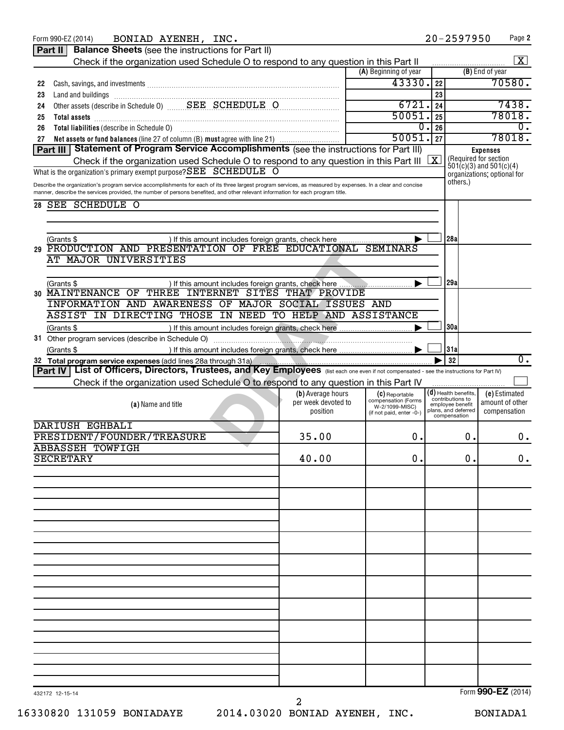Form 990-EZ (2014) BONIAD AYENEH, INC. 20-2597950 Page 2

## Part II Balance Sheets (see the instructions for Part II)

Check if the organization used Schedule O to respond to any question in this Part II [X]

| | | (A) Beginning of year | | (B) End of year |
|---|---|---|---|---|
| 22 | Cash, savings, and investments | 43330. | 22 | 70580. |
| 23 | Land and buildings | | 23 | |
| 24 | Other assets (describe in Schedule O) SEE SCHEDULE O | 6721. | 24 | 7438. |
| 25 | **Total assets** | 50051. | 25 | 78018. |
| 26 | **Total liabilities** (describe in Schedule O) | 0. | 26 | 0. |
| 27 | **Net assets or fund balances** (line 27 of column (B) **must** agree with line 21) | 50051. | 27 | 78018. |

## Part III Statement of Program Service Accomplishments (see the instructions for Part III)

Check if the organization used Schedule O to respond to any question in this Part III [X]

What is the organization's primary exempt purpose? SEE SCHEDULE O

Describe the organization's program service accomplishments for each of its three largest program services, as measured by expenses. In a clear and concise manner, describe the services provided, the number of persons benefited, and other relevant information for each program title.

| | | | Expenses (Required for section 501(c)(3) and 501(c)(4) organizations; optional for others.) |
|---|---|---|---|
| 28 | SEE SCHEDULE O<br>(Grants $ ) If this amount includes foreign grants, check here [ ] | 28a | |
| 29 | PRODUCTION AND PRESENTATION OF FREE EDUCATIONAL SEMINARS AT MAJOR UNIVERSITIES<br>(Grants $ ) If this amount includes foreign grants, check here [ ] | 29a | |
| 30 | MAINTENANCE OF THREE INTERNET SITES THAT PROVIDE INFORMATION AND AWARENESS OF MAJOR SOCIAL ISSUES AND ASSIST IN DIRECTING THOSE IN NEED TO HELP AND ASSISTANCE<br>(Grants $ ) If this amount includes foreign grants, check here [ ] | 30a | |
| 31 | Other program services (describe in Schedule O)<br>(Grants $ ) If this amount includes foreign grants, check here [ ] | 31a | |
| 32 | **Total program service expenses** (add lines 28a through 31a) | 32 | 0. |

## Part IV List of Officers, Directors, Trustees, and Key Employees (list each one even if not compensated - see the instructions for Part IV)

Check if the organization used Schedule O to respond to any question in this Part IV [ ]

| (a) Name and title | (b) Average hours per week devoted to position | (c) Reportable compensation (Forms W-2/1099-MISC) (if not paid, enter -0-) | (d) Health benefits, contributions to employee benefit plans, and deferred compensation | (e) Estimated amount of other compensation |
|---|---|---|---|---|
| DARIUSH EGHBALI<br>PRESIDENT/FOUNDER/TREASURE | 35.00 | 0. | 0. | 0. |
| ABBASSEH TOWFIGH<br>SECRETARY | 40.00 | 0. | 0. | 0. |

432172 12-15-14 Form **990-EZ** (2014)

16330820 131059 BONIADAYE 2014.03020 BONIAD AYENEH, INC. BONIADA1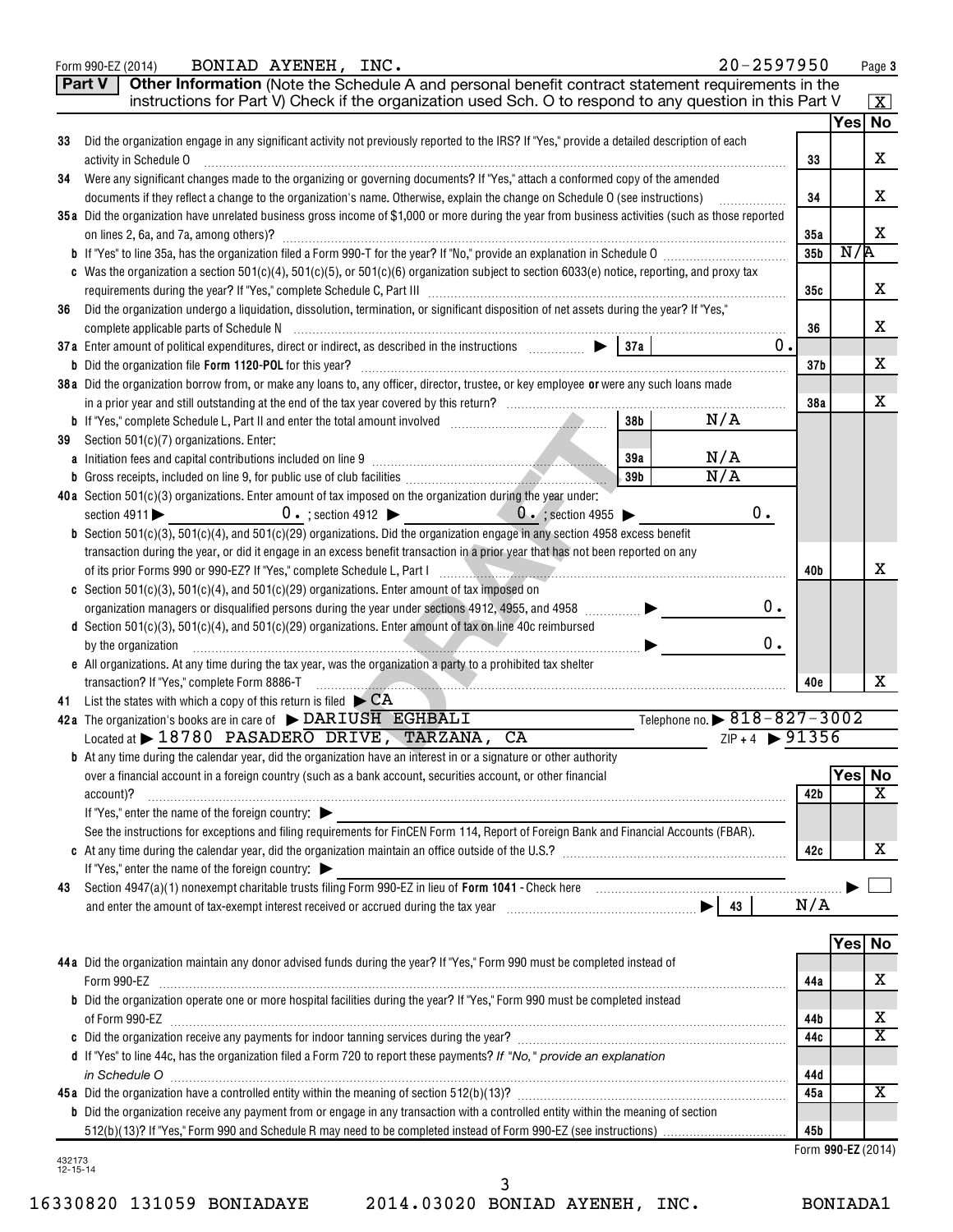Form 990-EZ (2014) BONIAD AYENEH, INC. 20-2597950 Page 3

## Part V Other Information (Note the Schedule A and personal benefit contract statement requirements in the instructions for Part V) Check if the organization used Sch. O to respond to any question in this Part V [X]

| | | | Yes | No |
|---|---|---|---|---|
| 33 | Did the organization engage in any significant activity not previously reported to the IRS? If "Yes," provide a detailed description of each activity in Schedule O | 33 | | X |
| 34 | Were any significant changes made to the organizing or governing documents? If "Yes," attach a conformed copy of the amended documents if they reflect a change to the organization's name. Otherwise, explain the change on Schedule O (see instructions) | 34 | | X |
| 35a | Did the organization have unrelated business gross income of $1,000 or more during the year from business activities (such as those reported on lines 2, 6a, and 7a, among others)? | 35a | | X |
| b | If "Yes" to line 35a, has the organization filed a Form 990-T for the year? If "No," provide an explanation in Schedule O | 35b | N/A | |
| c | Was the organization a section 501(c)(4), 501(c)(5), or 501(c)(6) organization subject to section 6033(e) notice, reporting, and proxy tax requirements during the year? If "Yes," complete Schedule C, Part III | 35c | | X |
| 36 | Did the organization undergo a liquidation, dissolution, termination, or significant disposition of net assets during the year? If "Yes," complete applicable parts of Schedule N | 36 | | X |
| 37a | Enter amount of political expenditures, direct or indirect, as described in the instructions ▶ 37a 0. | | | |
| b | Did the organization file **Form 1120-POL** for this year? | 37b | | X |
| 38a | Did the organization borrow from, or make any loans to, any officer, director, trustee, or key employee **or** were any such loans made in a prior year and still outstanding at the end of the tax year covered by this return? | 38a | | X |
| b | If "Yes," complete Schedule L, Part II and enter the total amount involved 38b N/A | | | |
| 39 | Section 501(c)(7) organizations. Enter: | | | |
| a | Initiation fees and capital contributions included on line 9 39a N/A | | | |
| b | Gross receipts, included on line 9, for public use of club facilities 39b N/A | | | |
| 40a | Section 501(c)(3) organizations. Enter amount of tax imposed on the organization during the year under: section 4911 ▶ 0. ; section 4912 ▶ 0. ; section 4955 ▶ 0. | | | |
| b | Section 501(c)(3), 501(c)(4), and 501(c)(29) organizations. Did the organization engage in any section 4958 excess benefit transaction during the year, or did it engage in an excess benefit transaction in a prior year that has not been reported on any of its prior Forms 990 or 990-EZ? If "Yes," complete Schedule L, Part I | 40b | | X |
| c | Section 501(c)(3), 501(c)(4), and 501(c)(29) organizations. Enter amount of tax imposed on organization managers or disqualified persons during the year under sections 4912, 4955, and 4958 ▶ 0. | | | |
| d | Section 501(c)(3), 501(c)(4), and 501(c)(29) organizations. Enter amount of tax on line 40c reimbursed by the organization ▶ 0. | | | |
| e | All organizations. At any time during the tax year, was the organization a party to a prohibited tax shelter transaction? If "Yes," complete Form 8886-T | 40e | | X |

41 List the states with which a copy of this return is filed ▶ CA

42a The organization's books are in care of ▶ DARIUSH EGHBALI Telephone no. ▶ 818-827-3002

Located at ▶ 18780 PASADERO DRIVE, TARZANA, CA ZIP + 4 ▶ 91356

| | | | Yes | No |
|---|---|---|---|---|
| b | At any time during the calendar year, did the organization have an interest in or a signature or other authority over a financial account in a foreign country (such as a bank account, securities account, or other financial account)? If "Yes," enter the name of the foreign country: ▶ See the instructions for exceptions and filing requirements for FinCEN Form 114, Report of Foreign Bank and Financial Accounts (FBAR). | 42b | | X |
| c | At any time during the calendar year, did the organization maintain an office outside of the U.S.? If "Yes," enter the name of the foreign country: ▶ | 42c | | X |

43 Section 4947(a)(1) nonexempt charitable trusts filing Form 990-EZ in lieu of **Form 1041** - Check here ▶ [ ] and enter the amount of tax-exempt interest received or accrued during the tax year ▶ 43 N/A

| | | | Yes | No |
|---|---|---|---|---|
| 44a | Did the organization maintain any donor advised funds during the year? If "Yes," Form 990 must be completed instead of Form 990-EZ | 44a | | X |
| b | Did the organization operate one or more hospital facilities during the year? If "Yes," Form 990 must be completed instead of Form 990-EZ | 44b | | X |
| c | Did the organization receive any payments for indoor tanning services during the year? | 44c | | X |
| d | If "Yes" to line 44c, has the organization filed a Form 720 to report these payments? *If "No," provide an explanation in Schedule O* | 44d | | |
| 45a | Did the organization have a controlled entity within the meaning of section 512(b)(13)? | 45a | | X |
| b | Did the organization receive any payment from or engage in any transaction with a controlled entity within the meaning of section 512(b)(13)? If "Yes," Form 990 and Schedule R may need to be completed instead of Form 990-EZ (see instructions) | 45b | | |

Form **990-EZ** (2014)

432173 12-15-14

16330820 131059 BONIADAYE 2014.03020 BONIAD AYENEH, INC. BONIADA1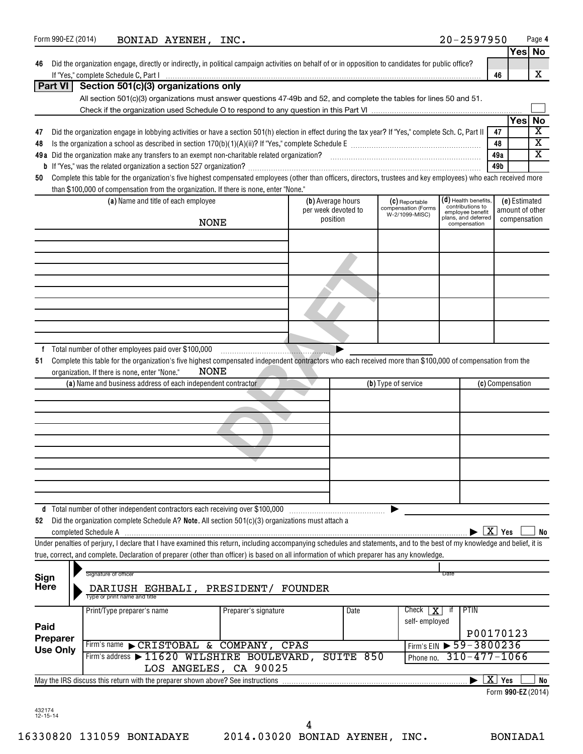Form 990-EZ (2014) BONIAD AYENEH, INC. 20-2597950

| | | | Yes | No |
|---|---|---|---|---|
| 46 | Did the organization engage, directly or indirectly, in political campaign activities on behalf of or in opposition to candidates for public office? If "Yes," complete Schedule C, Part I | 46 | | X |

## Part VI Section 501(c)(3) organizations only

All section 501(c)(3) organizations must answer questions 47-49b and 52, and complete the tables for lines 50 and 51.

Check if the organization used Schedule O to respond to any question in this Part VI ☐

| | | | Yes | No |
|---|---|---|---|---|
| 47 | Did the organization engage in lobbying activities or have a section 501(h) election in effect during the tax year? If "Yes," complete Sch. C, Part II | 47 | | X |
| 48 | Is the organization a school as described in section 170(b)(1)(A)(ii)? If "Yes," complete Schedule E | 48 | | X |
| 49a | Did the organization make any transfers to an exempt non-charitable related organization? | 49a | | X |
| b | If "Yes," was the related organization a section 527 organization? | 49b | | |

**50** Complete this table for the organization's five highest compensated employees (other than officers, directors, trustees and key employees) who each received more than $100,000 of compensation from the organization. If there is none, enter "None."

| (a) Name and title of each employee | (b) Average hours per week devoted to position | (c) Reportable compensation (Forms W-2/1099-MISC) | (d) Health benefits, contributions to employee benefit plans, and deferred compensation | (e) Estimated amount of other compensation |
|---|---|---|---|---|
| NONE | | | | |

**f** Total number of other employees paid over $100,000 ▶

**51** Complete this table for the organization's five highest compensated independent contractors who each received more than $100,000 of compensation from the organization. If there is none, enter "None." NONE

| (a) Name and business address of each independent contractor | (b) Type of service | (c) Compensation |
|---|---|---|
| | | |

**d** Total number of other independent contractors each receiving over $100,000 ▶

**52** Did the organization complete Schedule A? **Note.** All section 501(c)(3) organizations must attach a completed Schedule A ▶ [X] Yes ☐ No

Under penalties of perjury, I declare that I have examined this return, including accompanying schedules and statements, and to the best of my knowledge and belief, it is true, correct, and complete. Declaration of preparer (other than officer) is based on all information of which preparer has any knowledge.

**Sign Here**

Signature of officer — Date

DARIUSH EGHBALI, PRESIDENT/ FOUNDER
Type or print name and title

**Paid Preparer Use Only**

| Print/Type preparer's name | Preparer's signature | Date | Check [X] if self-employed | PTIN |
|---|---|---|---|---|
| | | | | P00170123 |

Firm's name ▶ CRISTOBAL & COMPANY, CPAS — Firm's EIN ▶ 59-3800236

Firm's address ▶ 11620 WILSHIRE BOULEVARD, SUITE 850, LOS ANGELES, CA 90025 — Phone no. 310-477-1066

May the IRS discuss this return with the preparer shown above? See instructions ▶ [X] Yes ☐ No

Form **990-EZ** (2014)

432174 12-15-14

16330820 131059 BONIADAYE 2014.03020 BONIAD AYENEH, INC. BONIADA1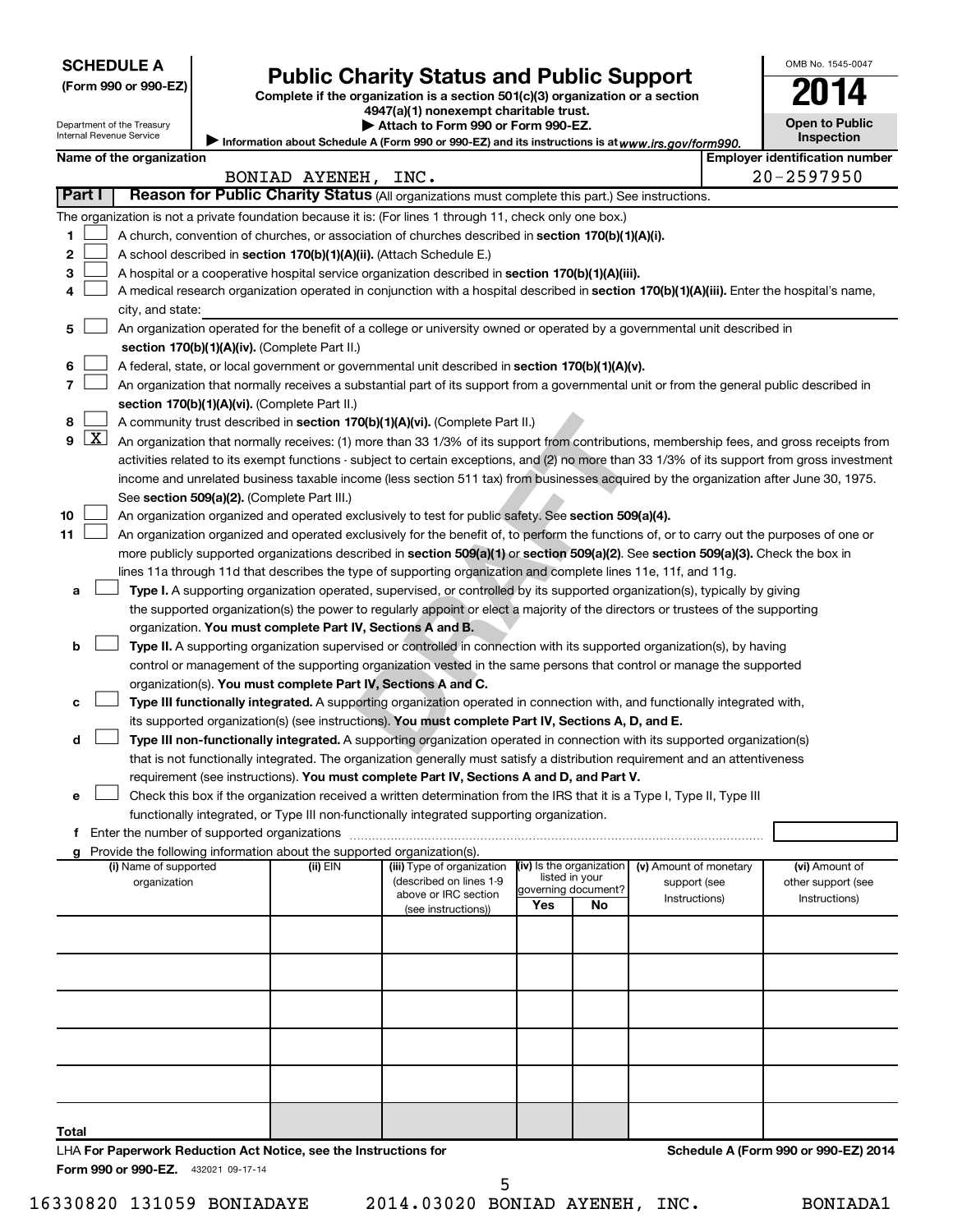**SCHEDULE A**
**(Form 990 or 990-EZ)**

Department of the Treasury
Internal Revenue Service

# Public Charity Status and Public Support

**Complete if the organization is a section 501(c)(3) organization or a section 4947(a)(1) nonexempt charitable trust.**
**▶ Attach to Form 990 or Form 990-EZ.**
▶ Information about Schedule A (Form 990 or 990-EZ) and its instructions is at *www.irs.gov/form990.*

OMB No. 1545-0047
**2014**
**Open to Public Inspection**

**Name of the organization**: BONIAD AYENEH, INC.
**Employer identification number**: 20-2597950

## Part I — Reason for Public Charity Status (All organizations must complete this part.) See instructions.

The organization is not a private foundation because it is: (For lines 1 through 11, check only one box.)

1. ☐ A church, convention of churches, or association of churches described in **section 170(b)(1)(A)(i).**
2. ☐ A school described in **section 170(b)(1)(A)(ii).** (Attach Schedule E.)
3. ☐ A hospital or a cooperative hospital service organization described in **section 170(b)(1)(A)(iii).**
4. ☐ A medical research organization operated in conjunction with a hospital described in **section 170(b)(1)(A)(iii).** Enter the hospital's name, city, and state:
5. ☐ An organization operated for the benefit of a college or university owned or operated by a governmental unit described in **section 170(b)(1)(A)(iv).** (Complete Part II.)
6. ☐ A federal, state, or local government or governmental unit described in **section 170(b)(1)(A)(v).**
7. ☐ An organization that normally receives a substantial part of its support from a governmental unit or from the general public described in **section 170(b)(1)(A)(vi).** (Complete Part II.)
8. ☐ A community trust described in **section 170(b)(1)(A)(vi).** (Complete Part II.)
9. ☒ An organization that normally receives: (1) more than 33 1/3% of its support from contributions, membership fees, and gross receipts from activities related to its exempt functions - subject to certain exceptions, and (2) no more than 33 1/3% of its support from gross investment income and unrelated business taxable income (less section 511 tax) from businesses acquired by the organization after June 30, 1975. See **section 509(a)(2).** (Complete Part III.)
10. ☐ An organization organized and operated exclusively to test for public safety. See **section 509(a)(4).**
11. ☐ An organization organized and operated exclusively for the benefit of, to perform the functions of, or to carry out the purposes of one or more publicly supported organizations described in **section 509(a)(1)** or **section 509(a)(2)**. See **section 509(a)(3).** Check the box in lines 11a through 11d that describes the type of supporting organization and complete lines 11e, 11f, and 11g.
   - **a** ☐ **Type I.** A supporting organization operated, supervised, or controlled by its supported organization(s), typically by giving the supported organization(s) the power to regularly appoint or elect a majority of the directors or trustees of the supporting organization. **You must complete Part IV, Sections A and B.**
   - **b** ☐ **Type II.** A supporting organization supervised or controlled in connection with its supported organization(s), by having control or management of the supporting organization vested in the same persons that control or manage the supported organization(s). **You must complete Part IV, Sections A and C.**
   - **c** ☐ **Type III functionally integrated.** A supporting organization operated in connection with, and functionally integrated with, its supported organization(s) (see instructions). **You must complete Part IV, Sections A, D, and E.**
   - **d** ☐ **Type III non-functionally integrated.** A supporting organization operated in connection with its supported organization(s) that is not functionally integrated. The organization generally must satisfy a distribution requirement and an attentiveness requirement (see instructions). **You must complete Part IV, Sections A and D, and Part V.**
   - **e** ☐ Check this box if the organization received a written determination from the IRS that it is a Type I, Type II, Type III functionally integrated, or Type III non-functionally integrated supporting organization.
   - **f** Enter the number of supported organizations
   - **g** Provide the following information about the supported organization(s).

| (i) Name of supported organization | (ii) EIN | (iii) Type of organization (described on lines 1-9 above or IRC section (see instructions)) | (iv) Is the organization listed in your governing document? Yes | No | (v) Amount of monetary support (see Instructions) | (vi) Amount of other support (see Instructions) |
|---|---|---|---|---|---|---|
| | | | | | | |
| | | | | | | |
| | | | | | | |
| | | | | | | |
| | | | | | | |
| **Total** | | | | | | |

LHA **For Paperwork Reduction Act Notice, see the Instructions for Form 990 or 990-EZ.** 432021 09-17-14

**Schedule A (Form 990 or 990-EZ) 2014**

16330820 131059 BONIADAYE 2014.03020 BONIAD AYENEH, INC. BONIADA1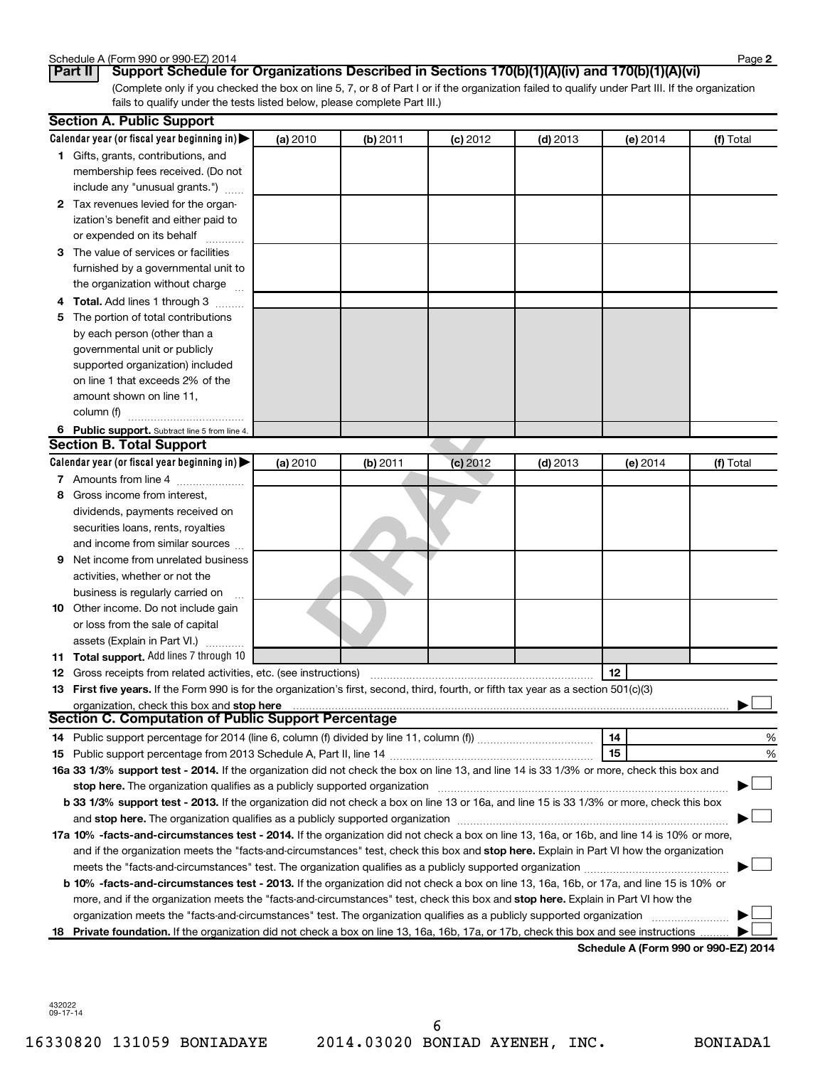Schedule A (Form 990 or 990-EZ) 2014

## Part II Support Schedule for Organizations Described in Sections 170(b)(1)(A)(iv) and 170(b)(1)(A)(vi)

(Complete only if you checked the box on line 5, 7, or 8 of Part I or if the organization failed to qualify under Part III. If the organization fails to qualify under the tests listed below, please complete Part III.)

### Section A. Public Support

| Calendar year (or fiscal year beginning in) ▶ | (a) 2010 | (b) 2011 | (c) 2012 | (d) 2013 | (e) 2014 | (f) Total |
|---|---|---|---|---|---|---|
| **1** Gifts, grants, contributions, and membership fees received. (Do not include any "unusual grants.") | | | | | | |
| **2** Tax revenues levied for the organization's benefit and either paid to or expended on its behalf | | | | | | |
| **3** The value of services or facilities furnished by a governmental unit to the organization without charge | | | | | | |
| **4 Total.** Add lines 1 through 3 | | | | | | |
| **5** The portion of total contributions by each person (other than a governmental unit or publicly supported organization) included on line 1 that exceeds 2% of the amount shown on line 11, column (f) | | | | | | |
| **6 Public support.** Subtract line 5 from line 4. | | | | | | |

### Section B. Total Support

| Calendar year (or fiscal year beginning in) ▶ | (a) 2010 | (b) 2011 | (c) 2012 | (d) 2013 | (e) 2014 | (f) Total |
|---|---|---|---|---|---|---|
| **7** Amounts from line 4 | | | | | | |
| **8** Gross income from interest, dividends, payments received on securities loans, rents, royalties and income from similar sources | | | | | | |
| **9** Net income from unrelated business activities, whether or not the business is regularly carried on | | | | | | |
| **10** Other income. Do not include gain or loss from the sale of capital assets (Explain in Part VI.) | | | | | | |
| **11 Total support.** Add lines 7 through 10 | | | | | | |

**12** Gross receipts from related activities, etc. (see instructions) **12**

**13 First five years.** If the Form 990 is for the organization's first, second, third, fourth, or fifth tax year as a section 501(c)(3) organization, check this box and **stop here** ▶ ☐

### Section C. Computation of Public Support Percentage

**14** Public support percentage for 2014 (line 6, column (f) divided by line 11, column (f)) **14** %

**15** Public support percentage from 2013 Schedule A, Part II, line 14 **15** %

**16a 33 1/3% support test - 2014.** If the organization did not check the box on line 13, and line 14 is 33 1/3% or more, check this box and **stop here.** The organization qualifies as a publicly supported organization ▶ ☐

**b 33 1/3% support test - 2013.** If the organization did not check a box on line 13 or 16a, and line 15 is 33 1/3% or more, check this box and **stop here.** The organization qualifies as a publicly supported organization ▶ ☐

**17a 10% -facts-and-circumstances test - 2014.** If the organization did not check a box on line 13, 16a, or 16b, and line 14 is 10% or more, and if the organization meets the "facts-and-circumstances" test, check this box and **stop here.** Explain in Part VI how the organization meets the "facts-and-circumstances" test. The organization qualifies as a publicly supported organization ▶ ☐

**b 10% -facts-and-circumstances test - 2013.** If the organization did not check a box on line 13, 16a, 16b, or 17a, and line 15 is 10% or more, and if the organization meets the "facts-and-circumstances" test, check this box and **stop here.** Explain in Part VI how the organization meets the "facts-and-circumstances" test. The organization qualifies as a publicly supported organization ▶ ☐

**18 Private foundation.** If the organization did not check a box on line 13, 16a, 16b, 17a, or 17b, check this box and see instructions ▶ ☐

**Schedule A (Form 990 or 990-EZ) 2014**

432022 09-17-14

16330820 131059 BONIADAYE 2014.03020 BONIAD AYENEH, INC. BONIADA1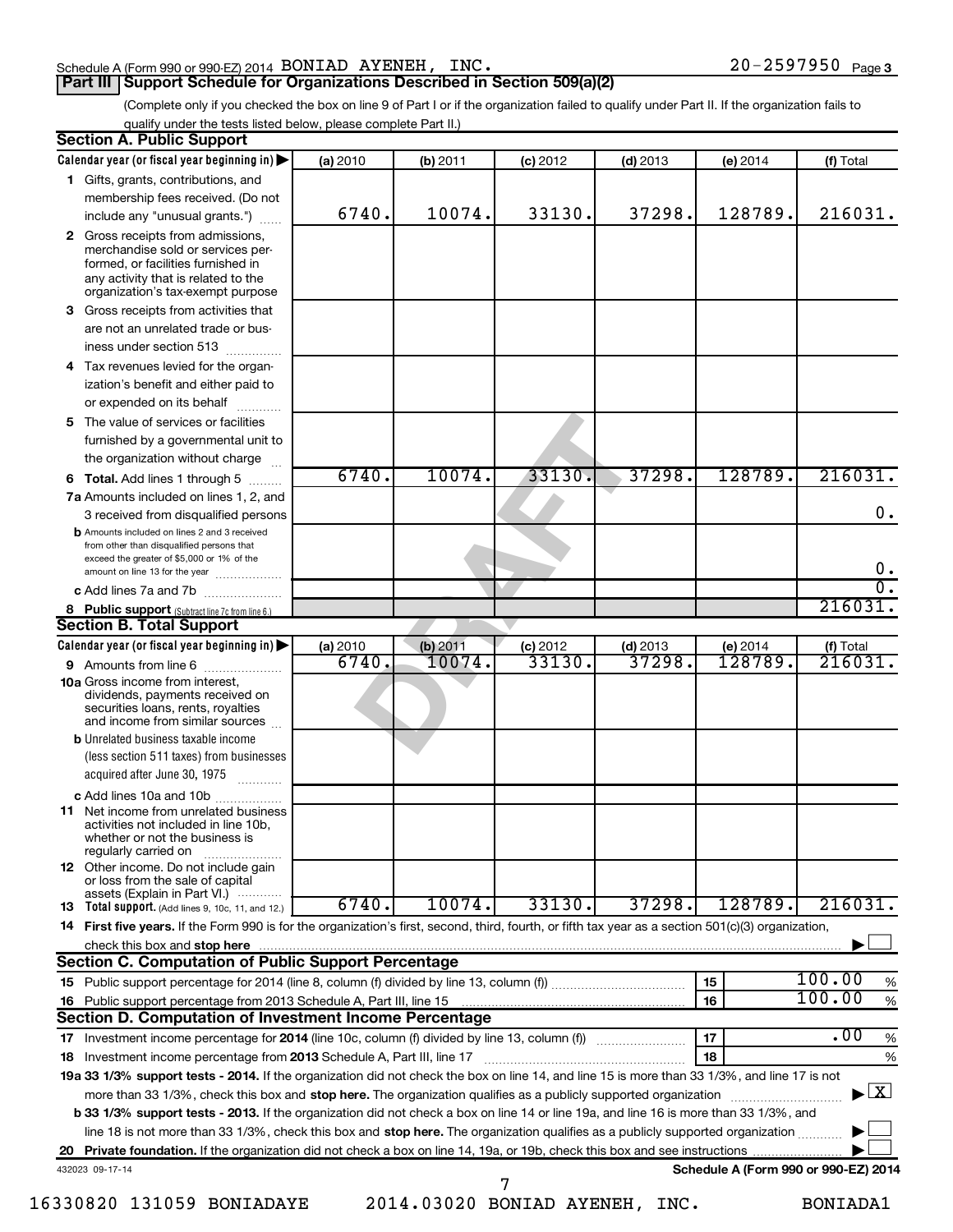Schedule A (Form 990 or 990-EZ) 2014 BONIAD AYENEH, INC. 20-2597950 Page 3

## Part III Support Schedule for Organizations Described in Section 509(a)(2)

(Complete only if you checked the box on line 9 of Part I or if the organization failed to qualify under Part II. If the organization fails to qualify under the tests listed below, please complete Part II.)

### Section A. Public Support

| Calendar year (or fiscal year beginning in) | (a) 2010 | (b) 2011 | (c) 2012 | (d) 2013 | (e) 2014 | (f) Total |
|---|---|---|---|---|---|---|
| 1 Gifts, grants, contributions, and membership fees received. (Do not include any "unusual grants.") | 6740. | 10074. | 33130. | 37298. | 128789. | 216031. |
| 2 Gross receipts from admissions, merchandise sold or services performed, or facilities furnished in any activity that is related to the organization's tax-exempt purpose | | | | | | |
| 3 Gross receipts from activities that are not an unrelated trade or business under section 513 | | | | | | |
| 4 Tax revenues levied for the organization's benefit and either paid to or expended on its behalf | | | | | | |
| 5 The value of services or facilities furnished by a governmental unit to the organization without charge | | | | | | |
| 6 **Total.** Add lines 1 through 5 | 6740. | 10074. | 33130. | 37298. | 128789. | 216031. |
| 7a Amounts included on lines 1, 2, and 3 received from disqualified persons | | | | | | 0. |
| b Amounts included on lines 2 and 3 received from other than disqualified persons that exceed the greater of $5,000 or 1% of the amount on line 13 for the year | | | | | | 0. |
| c Add lines 7a and 7b | | | | | | 0. |
| 8 **Public support** (Subtract line 7c from line 6.) | | | | | | 216031. |

### Section B. Total Support

| Calendar year (or fiscal year beginning in) | (a) 2010 | (b) 2011 | (c) 2012 | (d) 2013 | (e) 2014 | (f) Total |
|---|---|---|---|---|---|---|
| 9 Amounts from line 6 | 6740. | 10074. | 33130. | 37298. | 128789. | 216031. |
| 10a Gross income from interest, dividends, payments received on securities loans, rents, royalties and income from similar sources | | | | | | |
| b Unrelated business taxable income (less section 511 taxes) from businesses acquired after June 30, 1975 | | | | | | |
| c Add lines 10a and 10b | | | | | | |
| 11 Net income from unrelated business activities not included in line 10b, whether or not the business is regularly carried on | | | | | | |
| 12 Other income. Do not include gain or loss from the sale of capital assets (Explain in Part VI.) | | | | | | |
| 13 **Total support.** (Add lines 9, 10c, 11, and 12.) | 6740. | 10074. | 33130. | 37298. | 128789. | 216031. |

14 **First five years.** If the Form 990 is for the organization's first, second, third, fourth, or fifth tax year as a section 501(c)(3) organization, check this box and **stop here** ☐

### Section C. Computation of Public Support Percentage

| | | |
|---|---|---|
| 15 Public support percentage for 2014 (line 8, column (f) divided by line 13, column (f)) | 15 | 100.00 % |
| 16 Public support percentage from 2013 Schedule A, Part III, line 15 | 16 | 100.00 % |

### Section D. Computation of Investment Income Percentage

| | | |
|---|---|---|
| 17 Investment income percentage for **2014** (line 10c, column (f) divided by line 13, column (f)) | 17 | .00 % |
| 18 Investment income percentage from **2013** Schedule A, Part III, line 17 | 18 | % |

**19a 33 1/3% support tests - 2014.** If the organization did not check the box on line 14, and line 15 is more than 33 1/3%, and line 17 is not more than 33 1/3%, check this box and **stop here.** The organization qualifies as a publicly supported organization ☒

**b 33 1/3% support tests - 2013.** If the organization did not check a box on line 14 or line 19a, and line 16 is more than 33 1/3%, and line 18 is not more than 33 1/3%, check this box and **stop here.** The organization qualifies as a publicly supported organization ☐

**20 Private foundation.** If the organization did not check a box on line 14, 19a, or 19b, check this box and see instructions ☐

432023 09-17-14 **Schedule A (Form 990 or 990-EZ) 2014**

16330820 131059 BONIADAYE 2014.03020 BONIAD AYENEH, INC. BONIADA1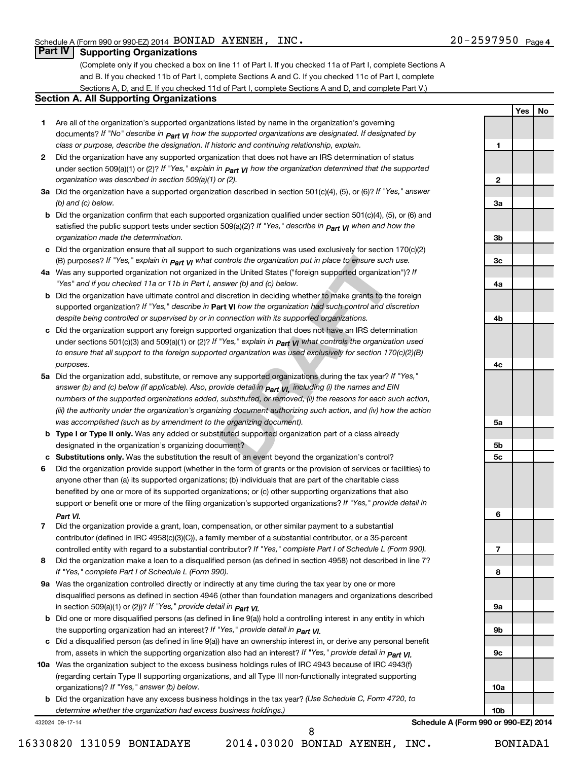Schedule A (Form 990 or 990-EZ) 2014 BONIAD AYENEH, INC. 20-2597950 Page 4

## Part IV Supporting Organizations

(Complete only if you checked a box on line 11 of Part I. If you checked 11a of Part I, complete Sections A and B. If you checked 11b of Part I, complete Sections A and C. If you checked 11c of Part I, complete Sections A, D, and E. If you checked 11d of Part I, complete Sections A and D, and complete Part V.)

### Section A. All Supporting Organizations

| | | | Yes | No |
|---|---|---|---|---|
| **1** | Are all of the organization's supported organizations listed by name in the organization's governing documents? *If "No" describe in Part VI how the supported organizations are designated. If designated by class or purpose, describe the designation. If historic and continuing relationship, explain.* | 1 | | |
| **2** | Did the organization have any supported organization that does not have an IRS determination of status under section 509(a)(1) or (2)? *If "Yes," explain in Part VI how the organization determined that the supported organization was described in section 509(a)(1) or (2).* | 2 | | |
| **3a** | Did the organization have a supported organization described in section 501(c)(4), (5), or (6)? *If "Yes," answer (b) and (c) below.* | 3a | | |
| **b** | Did the organization confirm that each supported organization qualified under section 501(c)(4), (5), or (6) and satisfied the public support tests under section 509(a)(2)? *If "Yes," describe in Part VI when and how the organization made the determination.* | 3b | | |
| **c** | Did the organization ensure that all support to such organizations was used exclusively for section 170(c)(2)(B) purposes? *If "Yes," explain in Part VI what controls the organization put in place to ensure such use.* | 3c | | |
| **4a** | Was any supported organization not organized in the United States ("foreign supported organization")? *If "Yes" and if you checked 11a or 11b in Part I, answer (b) and (c) below.* | 4a | | |
| **b** | Did the organization have ultimate control and discretion in deciding whether to make grants to the foreign supported organization? *If "Yes," describe in* **Part VI** *how the organization had such control and discretion despite being controlled or supervised by or in connection with its supported organizations.* | 4b | | |
| **c** | Did the organization support any foreign supported organization that does not have an IRS determination under sections 501(c)(3) and 509(a)(1) or (2)? *If "Yes," explain in Part VI what controls the organization used to ensure that all support to the foreign supported organization was used exclusively for section 170(c)(2)(B) purposes.* | 4c | | |
| **5a** | Did the organization add, substitute, or remove any supported organizations during the tax year? *If "Yes," answer (b) and (c) below (if applicable). Also, provide detail in Part VI, including (i) the names and EIN numbers of the supported organizations added, substituted, or removed, (ii) the reasons for each such action, (iii) the authority under the organization's organizing document authorizing such action, and (iv) how the action was accomplished (such as by amendment to the organizing document).* | 5a | | |
| **b** | **Type I or Type II only.** Was any added or substituted supported organization part of a class already designated in the organization's organizing document? | 5b | | |
| **c** | **Substitutions only.** Was the substitution the result of an event beyond the organization's control? | 5c | | |
| **6** | Did the organization provide support (whether in the form of grants or the provision of services or facilities) to anyone other than (a) its supported organizations; (b) individuals that are part of the charitable class benefited by one or more of its supported organizations; or (c) other supporting organizations that also support or benefit one or more of the filing organization's supported organizations? *If "Yes," provide detail in Part VI.* | 6 | | |
| **7** | Did the organization provide a grant, loan, compensation, or other similar payment to a substantial contributor (defined in IRC 4958(c)(3)(C)), a family member of a substantial contributor, or a 35-percent controlled entity with regard to a substantial contributor? *If "Yes," complete Part I of Schedule L (Form 990).* | 7 | | |
| **8** | Did the organization make a loan to a disqualified person (as defined in section 4958) not described in line 7? *If "Yes," complete Part I of Schedule L (Form 990).* | 8 | | |
| **9a** | Was the organization controlled directly or indirectly at any time during the tax year by one or more disqualified persons as defined in section 4946 (other than foundation managers and organizations described in section 509(a)(1) or (2))? *If "Yes," provide detail in Part VI.* | 9a | | |
| **b** | Did one or more disqualified persons (as defined in line 9(a)) hold a controlling interest in any entity in which the supporting organization had an interest? *If "Yes," provide detail in Part VI.* | 9b | | |
| **c** | Did a disqualified person (as defined in line 9(a)) have an ownership interest in, or derive any personal benefit from, assets in which the supporting organization also had an interest? *If "Yes," provide detail in Part VI.* | 9c | | |
| **10a** | Was the organization subject to the excess business holdings rules of IRC 4943 because of IRC 4943(f) (regarding certain Type II supporting organizations, and all Type III non-functionally integrated supporting organizations)? *If "Yes," answer (b) below.* | 10a | | |
| **b** | Did the organization have any excess business holdings in the tax year? *(Use Schedule C, Form 4720, to determine whether the organization had excess business holdings.)* | 10b | | |

432024 09-17-14 **Schedule A (Form 990 or 990-EZ) 2014**

16330820 131059 BONIADAYE 2014.03020 BONIAD AYENEH, INC. BONIADA1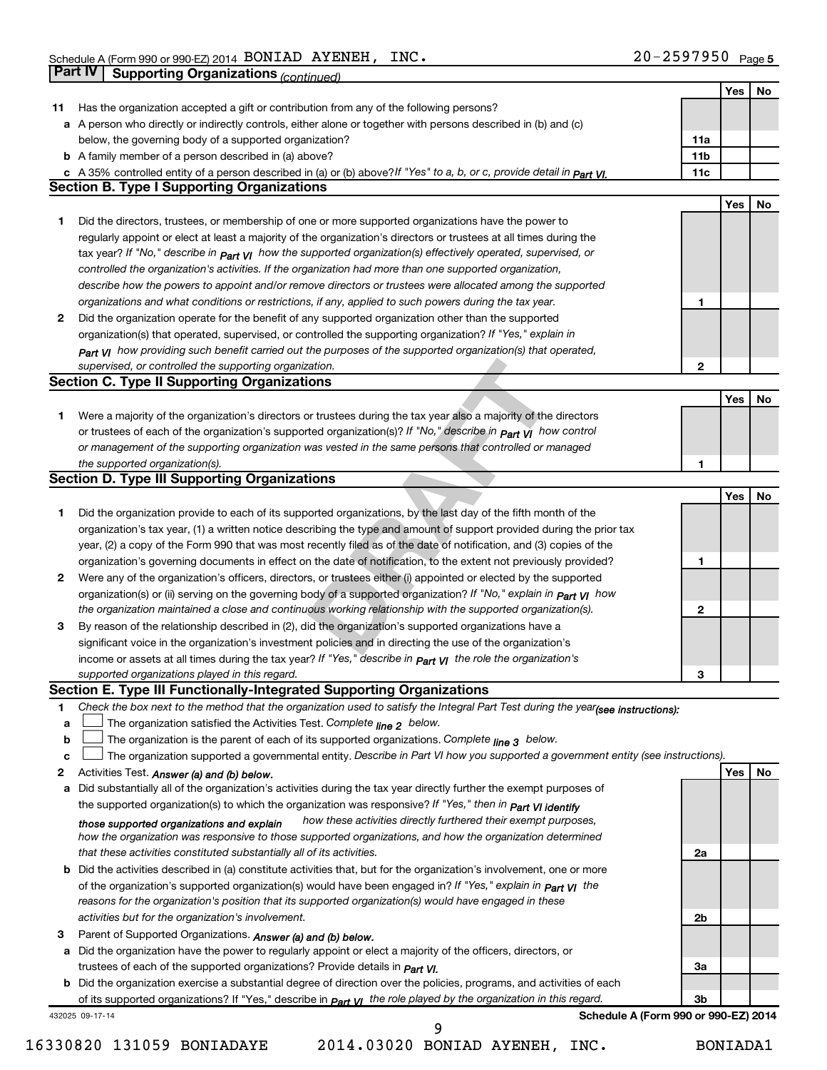Schedule A (Form 990 or 990-EZ) 2014 BONIAD AYENEH, INC. 20-2597950 Page 5

**Part IV Supporting Organizations** *(continued)*

| | | | Yes | No |
|---|---|---|---|---|
| **11** | Has the organization accepted a gift or contribution from any of the following persons? | | | |
| **a** | A person who directly or indirectly controls, either alone or together with persons described in (b) and (c) below, the governing body of a supported organization? | **11a** | | |
| **b** | A family member of a person described in (a) above? | **11b** | | |
| **c** | A 35% controlled entity of a person described in (a) or (b) above? *If "Yes" to a, b, or c, provide detail in Part VI.* | **11c** | | |

## Section B. Type I Supporting Organizations

| | | | Yes | No |
|---|---|---|---|---|
| **1** | Did the directors, trustees, or membership of one or more supported organizations have the power to regularly appoint or elect at least a majority of the organization's directors or trustees at all times during the tax year? *If "No," describe in Part VI how the supported organization(s) effectively operated, supervised, or controlled the organization's activities. If the organization had more than one supported organization, describe how the powers to appoint and/or remove directors or trustees were allocated among the supported organizations and what conditions or restrictions, if any, applied to such powers during the tax year.* | **1** | | |
| **2** | Did the organization operate for the benefit of any supported organization other than the supported organization(s) that operated, supervised, or controlled the supporting organization? *If "Yes," explain in Part VI how providing such benefit carried out the purposes of the supported organization(s) that operated, supervised, or controlled the supporting organization.* | **2** | | |

## Section C. Type II Supporting Organizations

| | | | Yes | No |
|---|---|---|---|---|
| **1** | Were a majority of the organization's directors or trustees during the tax year also a majority of the directors or trustees of each of the organization's supported organization(s)? *If "No," describe in Part VI how control or management of the supporting organization was vested in the same persons that controlled or managed the supported organization(s).* | **1** | | |

## Section D. Type III Supporting Organizations

| | | | Yes | No |
|---|---|---|---|---|
| **1** | Did the organization provide to each of its supported organizations, by the last day of the fifth month of the organization's tax year, (1) a written notice describing the type and amount of support provided during the prior tax year, (2) a copy of the Form 990 that was most recently filed as of the date of notification, and (3) copies of the organization's governing documents in effect on the date of notification, to the extent not previously provided? | **1** | | |
| **2** | Were any of the organization's officers, directors, or trustees either (i) appointed or elected by the supported organization(s) or (ii) serving on the governing body of a supported organization? *If "No," explain in Part VI how the organization maintained a close and continuous working relationship with the supported organization(s).* | **2** | | |
| **3** | By reason of the relationship described in (2), did the organization's supported organizations have a significant voice in the organization's investment policies and in directing the use of the organization's income or assets at all times during the tax year? *If "Yes," describe in Part VI the role the organization's supported organizations played in this regard.* | **3** | | |

## Section E. Type III Functionally-Integrated Supporting Organizations

**1** *Check the box next to the method that the organization used to satisfy the Integral Part Test during the year(see instructions):*

- **a** ☐ The organization satisfied the Activities Test. *Complete line 2 below.*
- **b** ☐ The organization is the parent of each of its supported organizations. *Complete line 3 below.*
- **c** ☐ The organization supported a governmental entity. *Describe in Part VI how you supported a government entity (see instructions).*

| | | | Yes | No |
|---|---|---|---|---|
| **2** | Activities Test. *Answer (a) and (b) below.* | | | |
| **a** | Did substantially all of the organization's activities during the tax year directly further the exempt purposes of the supported organization(s) to which the organization was responsive? *If "Yes," then in Part VI identify those supported organizations and explain how these activities directly furthered their exempt purposes, how the organization was responsive to those supported organizations, and how the organization determined that these activities constituted substantially all of its activities.* | **2a** | | |
| **b** | Did the activities described in (a) constitute activities that, but for the organization's involvement, one or more of the organization's supported organization(s) would have been engaged in? *If "Yes," explain in Part VI the reasons for the organization's position that its supported organization(s) would have engaged in these activities but for the organization's involvement.* | **2b** | | |
| **3** | Parent of Supported Organizations. *Answer (a) and (b) below.* | | | |
| **a** | Did the organization have the power to regularly appoint or elect a majority of the officers, directors, or trustees of each of the supported organizations? Provide details in *Part VI.* | **3a** | | |
| **b** | Did the organization exercise a substantial degree of direction over the policies, programs, and activities of each of its supported organizations? If "Yes," describe in *Part VI* the role played by the organization in this regard. | **3b** | | |

432025 09-17-14 **Schedule A (Form 990 or 990-EZ) 2014**

16330820 131059 BONIADAYE 2014.03020 BONIAD AYENEH, INC. BONIADA1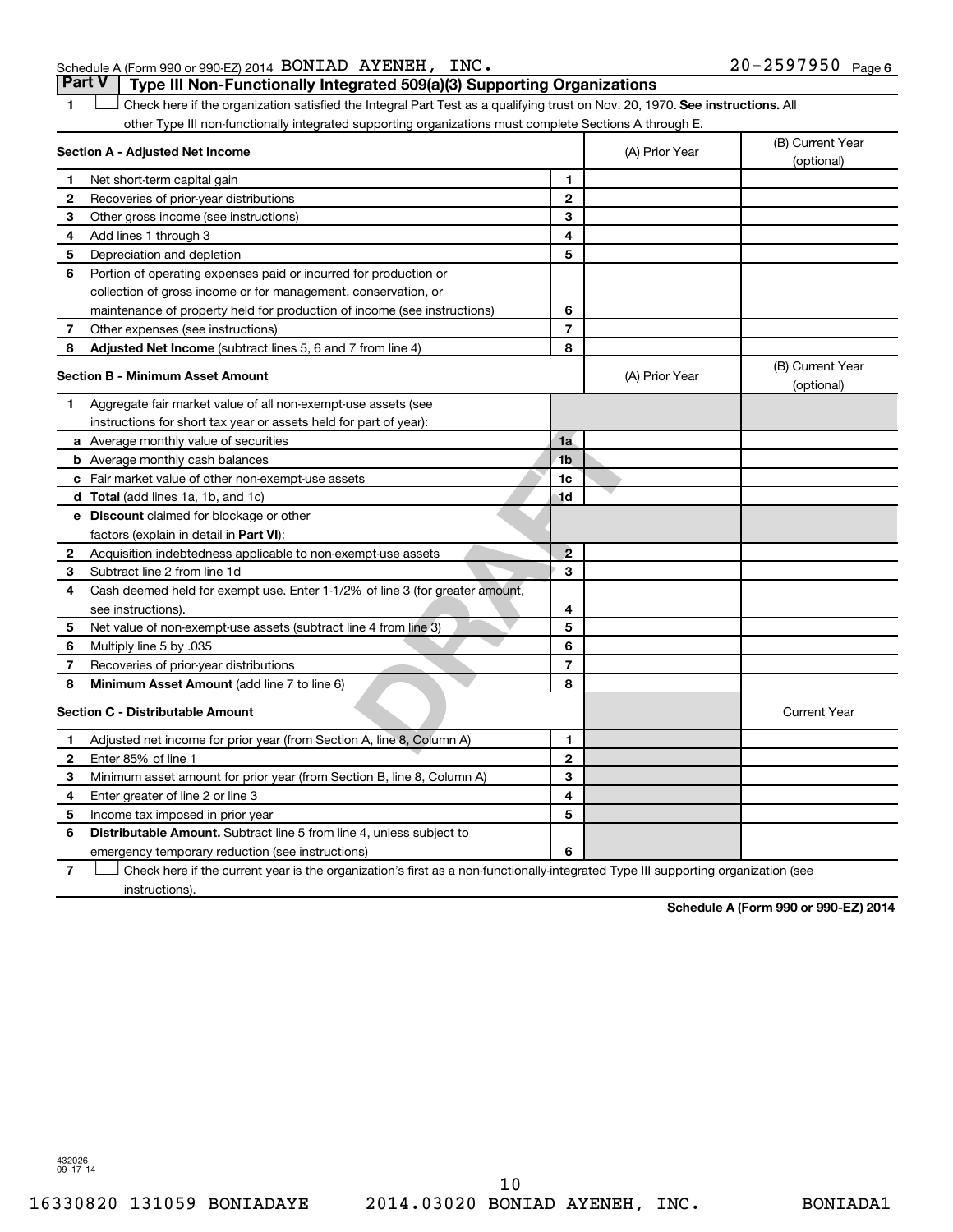Schedule A (Form 990 or 990-EZ) 2014 BONIAD AYENEH, INC. 20-2597950 Page 6

## Part V Type III Non-Functionally Integrated 509(a)(3) Supporting Organizations

1 ☐ Check here if the organization satisfied the Integral Part Test as a qualifying trust on Nov. 20, 1970. **See instructions.** All other Type III non-functionally integrated supporting organizations must complete Sections A through E.

| **Section A - Adjusted Net Income** | | (A) Prior Year | (B) Current Year (optional) |
|---|---|---|---|
| 1 Net short-term capital gain | 1 | | |
| 2 Recoveries of prior-year distributions | 2 | | |
| 3 Other gross income (see instructions) | 3 | | |
| 4 Add lines 1 through 3 | 4 | | |
| 5 Depreciation and depletion | 5 | | |
| 6 Portion of operating expenses paid or incurred for production or collection of gross income or for management, conservation, or maintenance of property held for production of income (see instructions) | 6 | | |
| 7 Other expenses (see instructions) | 7 | | |
| 8 **Adjusted Net Income** (subtract lines 5, 6 and 7 from line 4) | 8 | | |

| **Section B - Minimum Asset Amount** | | (A) Prior Year | (B) Current Year (optional) |
|---|---|---|---|
| 1 Aggregate fair market value of all non-exempt-use assets (see instructions for short tax year or assets held for part of year): | | | |
| a Average monthly value of securities | 1a | | |
| b Average monthly cash balances | 1b | | |
| c Fair market value of other non-exempt-use assets | 1c | | |
| d **Total** (add lines 1a, 1b, and 1c) | 1d | | |
| e **Discount** claimed for blockage or other factors (explain in detail in **Part VI**): | | | |
| 2 Acquisition indebtedness applicable to non-exempt-use assets | 2 | | |
| 3 Subtract line 2 from line 1d | 3 | | |
| 4 Cash deemed held for exempt use. Enter 1-1/2% of line 3 (for greater amount, see instructions). | 4 | | |
| 5 Net value of non-exempt-use assets (subtract line 4 from line 3) | 5 | | |
| 6 Multiply line 5 by .035 | 6 | | |
| 7 Recoveries of prior-year distributions | 7 | | |
| 8 **Minimum Asset Amount** (add line 7 to line 6) | 8 | | |

| **Section C - Distributable Amount** | | | Current Year |
|---|---|---|---|
| 1 Adjusted net income for prior year (from Section A, line 8, Column A) | 1 | | |
| 2 Enter 85% of line 1 | 2 | | |
| 3 Minimum asset amount for prior year (from Section B, line 8, Column A) | 3 | | |
| 4 Enter greater of line 2 or line 3 | 4 | | |
| 5 Income tax imposed in prior year | 5 | | |
| 6 **Distributable Amount.** Subtract line 5 from line 4, unless subject to emergency temporary reduction (see instructions) | 6 | | |

7 ☐ Check here if the current year is the organization's first as a non-functionally-integrated Type III supporting organization (see instructions).

**Schedule A (Form 990 or 990-EZ) 2014**

432026 09-17-14

16330820 131059 BONIADAYE 2014.03020 BONIAD AYENEH, INC. BONIADA1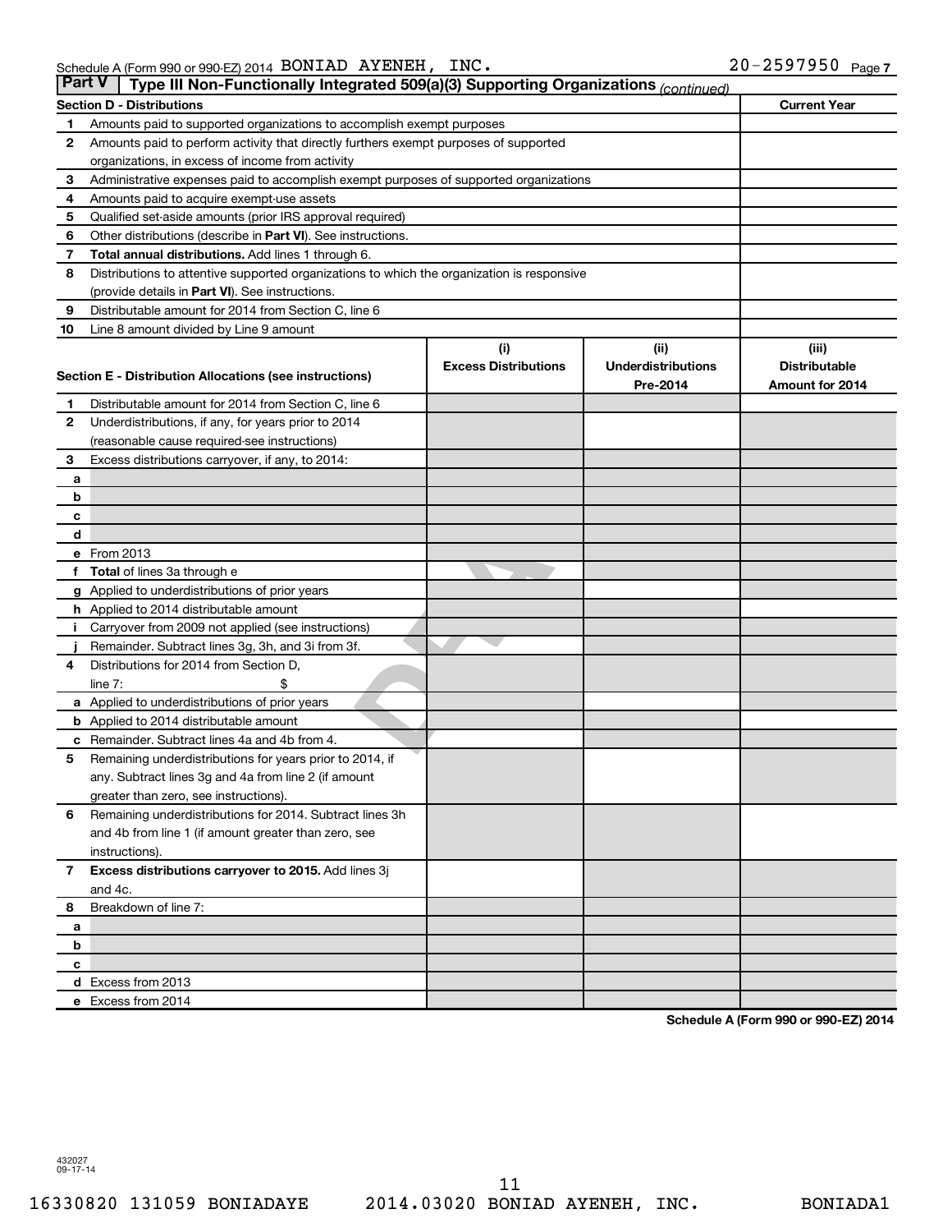Schedule A (Form 990 or 990-EZ) 2014 BONIAD AYENEH, INC. 20-2597950 Page 7

## Part V Type III Non-Functionally Integrated 509(a)(3) Supporting Organizations *(continued)*

| Section D - Distributions | | Current Year |
|---|---|---|
| 1 | Amounts paid to supported organizations to accomplish exempt purposes | |
| 2 | Amounts paid to perform activity that directly furthers exempt purposes of supported organizations, in excess of income from activity | |
| 3 | Administrative expenses paid to accomplish exempt purposes of supported organizations | |
| 4 | Amounts paid to acquire exempt-use assets | |
| 5 | Qualified set-aside amounts (prior IRS approval required) | |
| 6 | Other distributions (describe in **Part VI**). See instructions. | |
| 7 | **Total annual distributions.** Add lines 1 through 6. | |
| 8 | Distributions to attentive supported organizations to which the organization is responsive (provide details in **Part VI**). See instructions. | |
| 9 | Distributable amount for 2014 from Section C, line 6 | |
| 10 | Line 8 amount divided by Line 9 amount | |

| Section E - Distribution Allocations (see instructions) | | (i) Excess Distributions | (ii) Underdistributions Pre-2014 | (iii) Distributable Amount for 2014 |
|---|---|---|---|---|
| 1 | Distributable amount for 2014 from Section C, line 6 | | | |
| 2 | Underdistributions, if any, for years prior to 2014 (reasonable cause required-see instructions) | | | |
| 3 | Excess distributions carryover, if any, to 2014: | | | |
| a | | | | |
| b | | | | |
| c | | | | |
| d | | | | |
| e | From 2013 | | | |
| f | **Total** of lines 3a through e | | | |
| g | Applied to underdistributions of prior years | | | |
| h | Applied to 2014 distributable amount | | | |
| i | Carryover from 2009 not applied (see instructions) | | | |
| j | Remainder. Subtract lines 3g, 3h, and 3i from 3f. | | | |
| 4 | Distributions for 2014 from Section D, line 7: $ | | | |
| a | Applied to underdistributions of prior years | | | |
| b | Applied to 2014 distributable amount | | | |
| c | Remainder. Subtract lines 4a and 4b from 4. | | | |
| 5 | Remaining underdistributions for years prior to 2014, if any. Subtract lines 3g and 4a from line 2 (if amount greater than zero, see instructions). | | | |
| 6 | Remaining underdistributions for 2014. Subtract lines 3h and 4b from line 1 (if amount greater than zero, see instructions). | | | |
| 7 | **Excess distributions carryover to 2015.** Add lines 3j and 4c. | | | |
| 8 | Breakdown of line 7: | | | |
| a | | | | |
| b | | | | |
| c | | | | |
| d | Excess from 2013 | | | |
| e | Excess from 2014 | | | |

**Schedule A (Form 990 or 990-EZ) 2014**

432027 09-17-14

16330820 131059 BONIADAYE 2014.03020 BONIAD AYENEH, INC. BONIADA1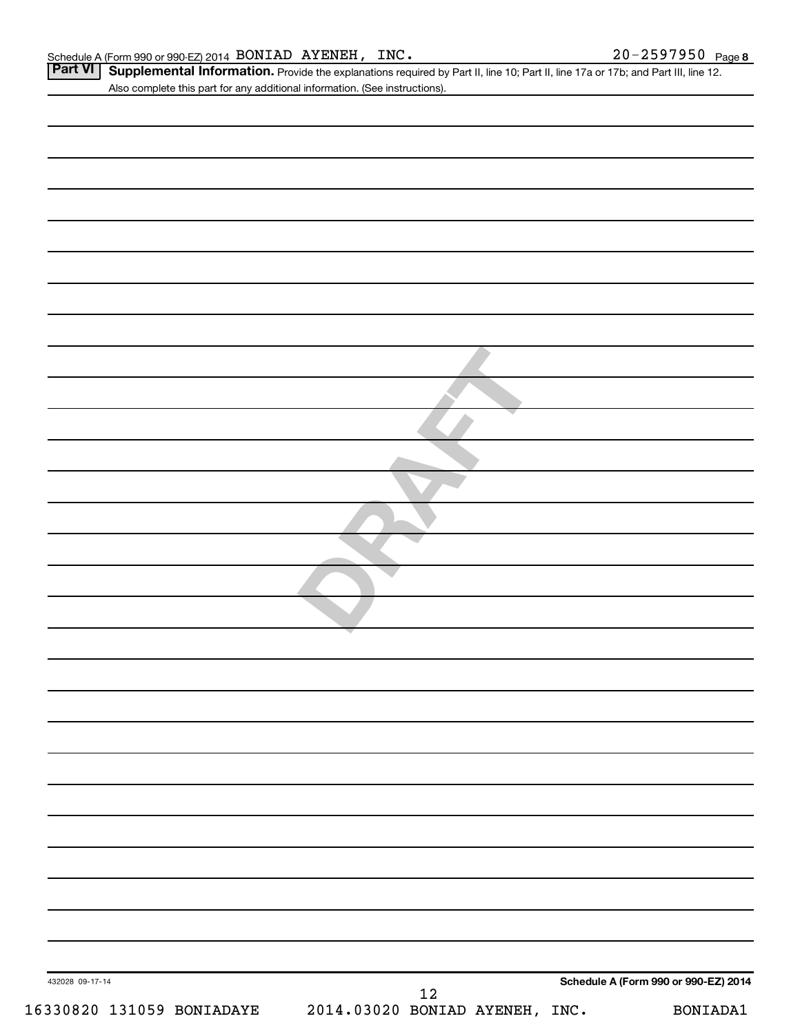Schedule A (Form 990 or 990-EZ) 2014 BONIAD AYENEH, INC. 20-2597950 Page 8

**Part VI** **Supplemental Information.** Provide the explanations required by Part II, line 10; Part II, line 17a or 17b; and Part III, line 12. Also complete this part for any additional information. (See instructions).

DRAFT

432028 09-17-14

**Schedule A (Form 990 or 990-EZ) 2014**

16330820 131059 BONIADAYE 2014.03020 BONIAD AYENEH, INC. BONIADA1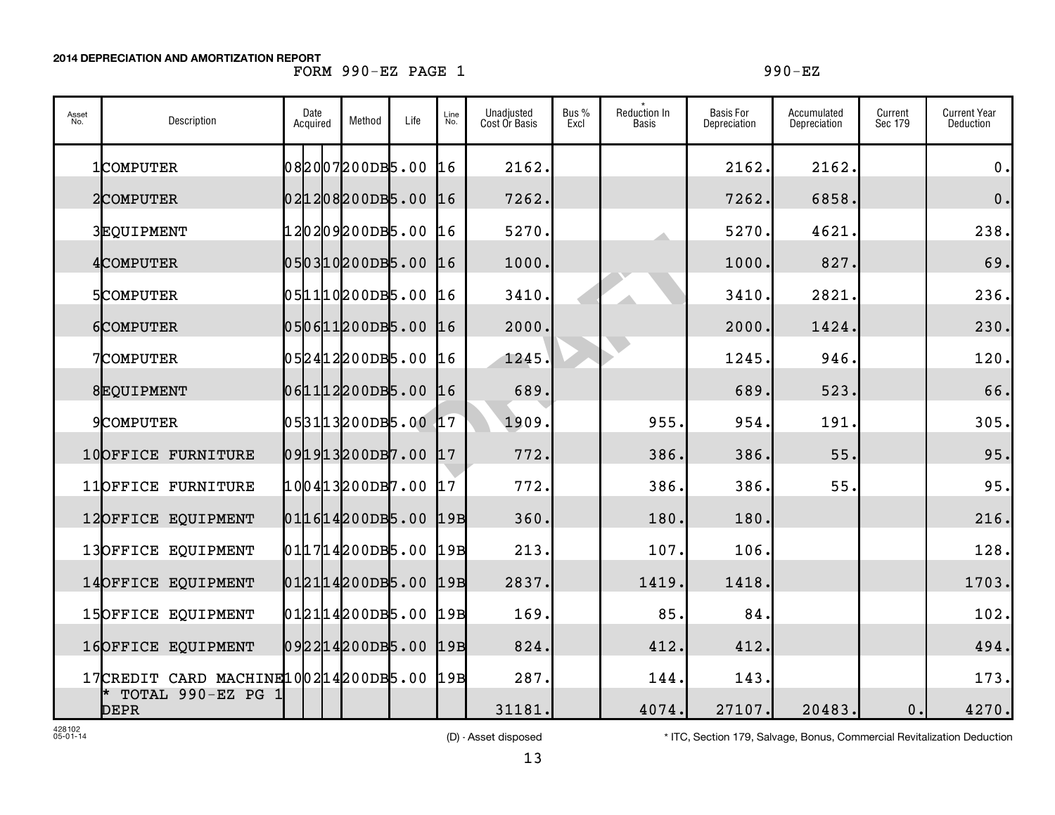**2014 DEPRECIATION AND AMORTIZATION REPORT**

FORM 990-EZ PAGE 1 990-EZ

| Asset No. | Description | Date Acquired | Method | Life | Line No. | Unadjusted Cost Or Basis | Bus % Excl | * Reduction In Basis | Basis For Depreciation | Accumulated Depreciation | Current Sec 179 | Current Year Deduction |
|---|---|---|---|---|---|---|---|---|---|---|---|---|
| 1 | COMPUTER | 082007 | 200DB | 5.00 | 16 | 2162. | | | 2162. | 2162. | | 0. |
| 2 | COMPUTER | 021208 | 200DB | 5.00 | 16 | 7262. | | | 7262. | 6858. | | 0. |
| 3 | EQUIPMENT | 120209 | 200DB | 5.00 | 16 | 5270. | | | 5270. | 4621. | | 238. |
| 4 | COMPUTER | 050310 | 200DB | 5.00 | 16 | 1000. | | | 1000. | 827. | | 69. |
| 5 | COMPUTER | 051110 | 200DB | 5.00 | 16 | 3410. | | | 3410. | 2821. | | 236. |
| 6 | COMPUTER | 050611 | 200DB | 5.00 | 16 | 2000. | | | 2000. | 1424. | | 230. |
| 7 | COMPUTER | 052412 | 200DB | 5.00 | 16 | 1245. | | | 1245. | 946. | | 120. |
| 8 | EQUIPMENT | 061112 | 200DB | 5.00 | 16 | 689. | | | 689. | 523. | | 66. |
| 9 | COMPUTER | 053113 | 200DB | 5.00 | 17 | 1909. | | 955. | 954. | 191. | | 305. |
| 10 | OFFICE FURNITURE | 091913 | 200DB | 7.00 | 17 | 772. | | 386. | 386. | 55. | | 95. |
| 11 | OFFICE FURNITURE | 100413 | 200DB | 7.00 | 17 | 772. | | 386. | 386. | 55. | | 95. |
| 12 | OFFICE EQUIPMENT | 011614 | 200DB | 5.00 | 19B | 360. | | 180. | 180. | | | 216. |
| 13 | OFFICE EQUIPMENT | 011714 | 200DB | 5.00 | 19B | 213. | | 107. | 106. | | | 128. |
| 14 | OFFICE EQUIPMENT | 012114 | 200DB | 5.00 | 19B | 2837. | | 1419. | 1418. | | | 1703. |
| 15 | OFFICE EQUIPMENT | 012114 | 200DB | 5.00 | 19B | 169. | | 85. | 84. | | | 102. |
| 16 | OFFICE EQUIPMENT | 092214 | 200DB | 5.00 | 19B | 824. | | 412. | 412. | | | 494. |
| 17 | CREDIT CARD MACHINE | 100214 | 200DB | 5.00 | 19B | 287. | | 144. | 143. | | | 173. |
| | * TOTAL 990-EZ PG 1 DEPR | | | | | 31181. | | 4074. | 27107. | 20483. | 0. | 4270. |

428102
05-01-14

(D) - Asset disposed

* ITC, Section 179, Salvage, Bonus, Commercial Revitalization Deduction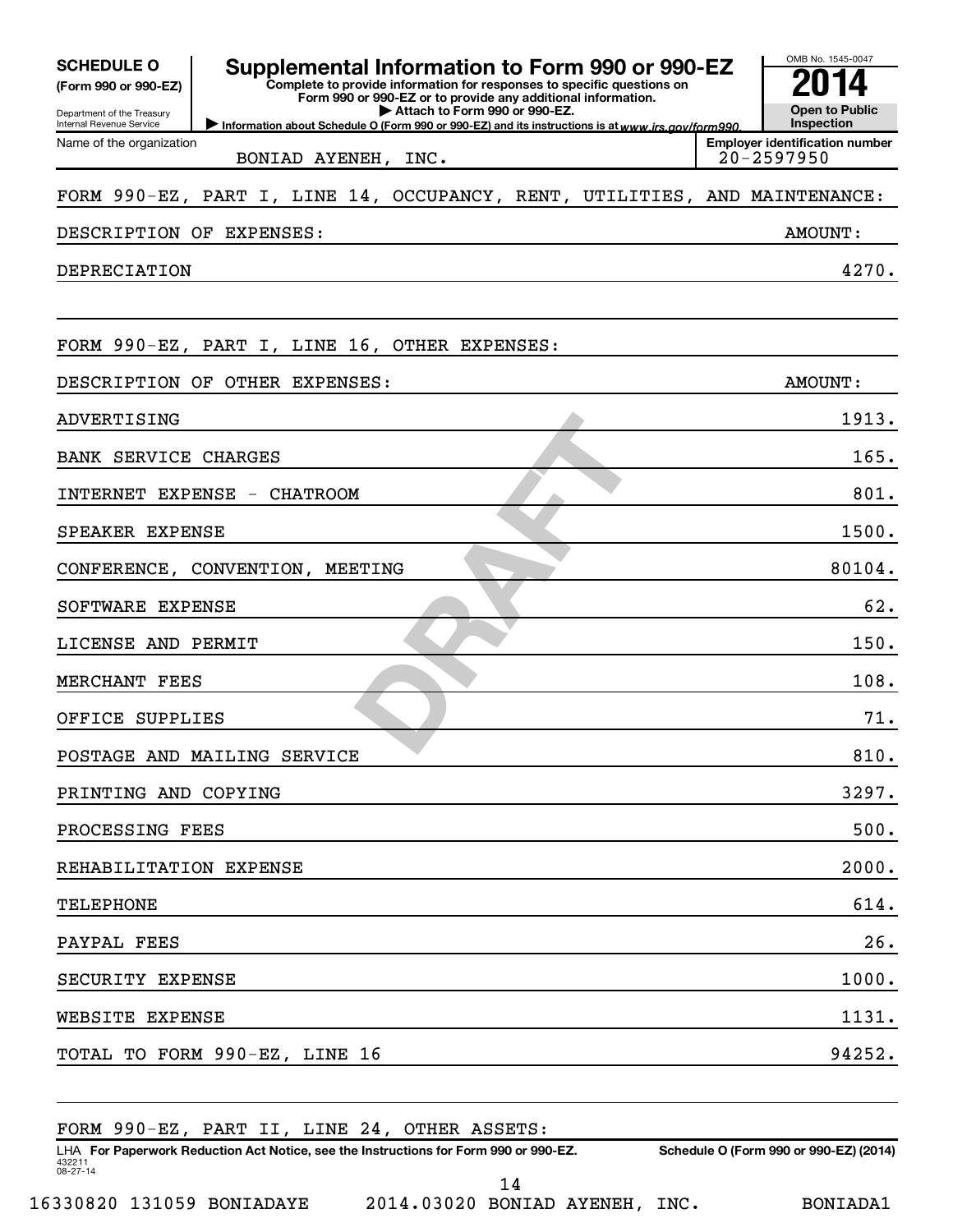**SCHEDULE O (Form 990 or 990-EZ)**

Department of the Treasury
Internal Revenue Service

# Supplemental Information to Form 990 or 990-EZ

**Complete to provide information for responses to specific questions on Form 990 or 990-EZ or to provide any additional information.**
**▶ Attach to Form 990 or 990-EZ.**
**▶ Information about Schedule O (Form 990 or 990-EZ) and its instructions is at www.irs.gov/form990.**

OMB No. 1545-0047

**2014**

**Open to Public Inspection**

Name of the organization: BONIAD AYENEH, INC.

**Employer identification number:** 20-2597950

FORM 990-EZ, PART I, LINE 14, OCCUPANCY, RENT, UTILITIES, AND MAINTENANCE:

| DESCRIPTION OF EXPENSES: | AMOUNT: |
| --- | --- |
| DEPRECIATION | 4270. |

FORM 990-EZ, PART I, LINE 16, OTHER EXPENSES:

| DESCRIPTION OF OTHER EXPENSES: | AMOUNT: |
| --- | --- |
| ADVERTISING | 1913. |
| BANK SERVICE CHARGES | 165. |
| INTERNET EXPENSE - CHATROOM | 801. |
| SPEAKER EXPENSE | 1500. |
| CONFERENCE, CONVENTION, MEETING | 80104. |
| SOFTWARE EXPENSE | 62. |
| LICENSE AND PERMIT | 150. |
| MERCHANT FEES | 108. |
| OFFICE SUPPLIES | 71. |
| POSTAGE AND MAILING SERVICE | 810. |
| PRINTING AND COPYING | 3297. |
| PROCESSING FEES | 500. |
| REHABILITATION EXPENSE | 2000. |
| TELEPHONE | 614. |
| PAYPAL FEES | 26. |
| SECURITY EXPENSE | 1000. |
| WEBSITE EXPENSE | 1131. |
| TOTAL TO FORM 990-EZ, LINE 16 | 94252. |

FORM 990-EZ, PART II, LINE 24, OTHER ASSETS:

LHA **For Paperwork Reduction Act Notice, see the Instructions for Form 990 or 990-EZ.** **Schedule O (Form 990 or 990-EZ) (2014)**

432211
08-27-14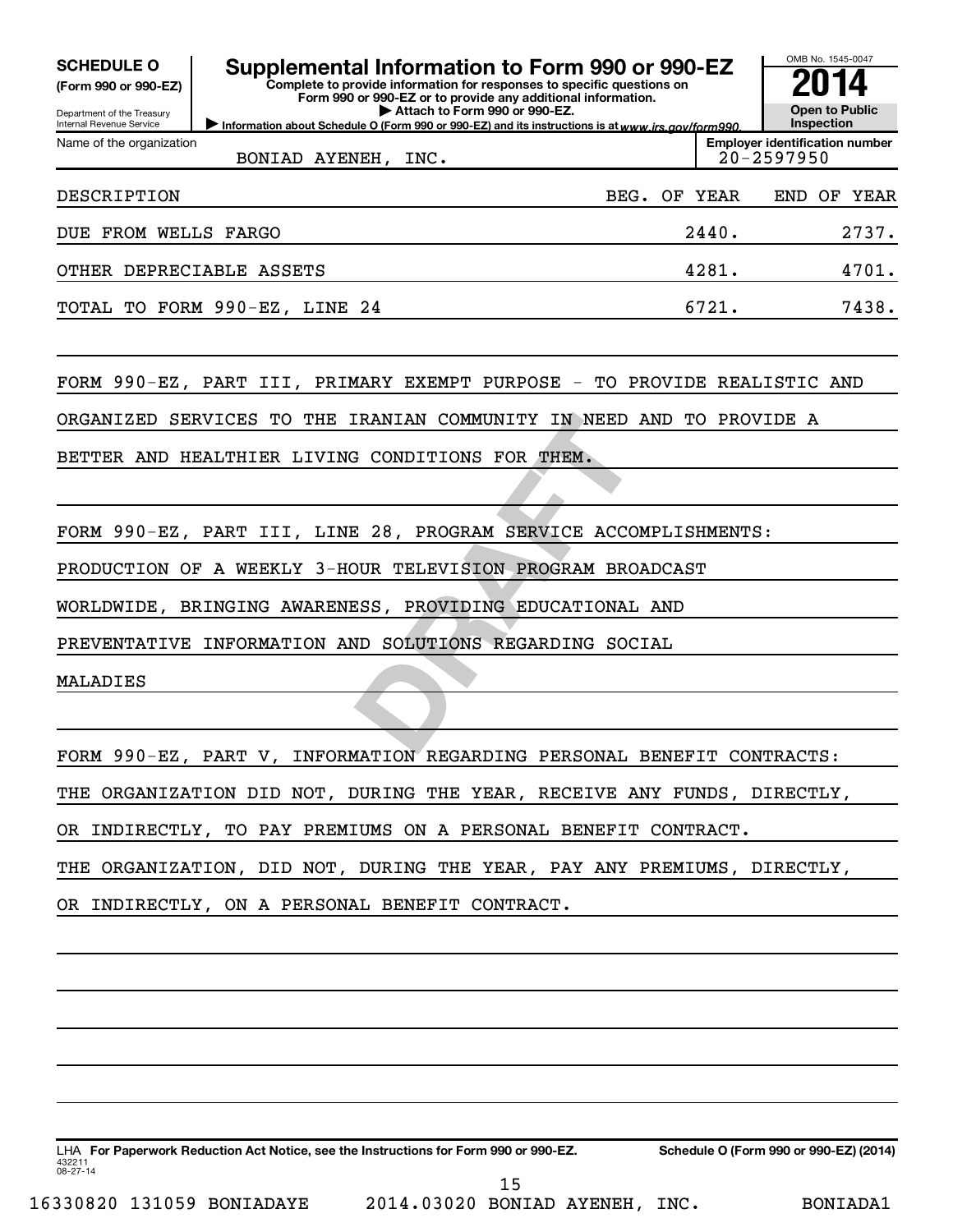**SCHEDULE O**
**(Form 990 or 990-EZ)**

Department of the Treasury
Internal Revenue Service

# Supplemental Information to Form 990 or 990-EZ

**Complete to provide information for responses to specific questions on Form 990 or 990-EZ or to provide any additional information.**
▶ **Attach to Form 990 or 990-EZ.**
▶ **Information about Schedule O (Form 990 or 990-EZ) and its instructions is at** *www.irs.gov/form990.*

OMB No. 1545-0047
**2014**
**Open to Public Inspection**

Name of the organization: BONIAD AYENEH, INC.
**Employer identification number:** 20-2597950

| DESCRIPTION | BEG. OF YEAR | END OF YEAR |
|---|---|---|
| DUE FROM WELLS FARGO | 2440. | 2737. |
| OTHER DEPRECIABLE ASSETS | 4281. | 4701. |
| TOTAL TO FORM 990-EZ, LINE 24 | 6721. | 7438. |

FORM 990-EZ, PART III, PRIMARY EXEMPT PURPOSE - TO PROVIDE REALISTIC AND ORGANIZED SERVICES TO THE IRANIAN COMMUNITY IN NEED AND TO PROVIDE A BETTER AND HEALTHIER LIVING CONDITIONS FOR THEM.

FORM 990-EZ, PART III, LINE 28, PROGRAM SERVICE ACCOMPLISHMENTS: PRODUCTION OF A WEEKLY 3-HOUR TELEVISION PROGRAM BROADCAST WORLDWIDE, BRINGING AWARENESS, PROVIDING EDUCATIONAL AND PREVENTATIVE INFORMATION AND SOLUTIONS REGARDING SOCIAL MALADIES

FORM 990-EZ, PART V, INFORMATION REGARDING PERSONAL BENEFIT CONTRACTS: THE ORGANIZATION DID NOT, DURING THE YEAR, RECEIVE ANY FUNDS, DIRECTLY, OR INDIRECTLY, TO PAY PREMIUMS ON A PERSONAL BENEFIT CONTRACT. THE ORGANIZATION, DID NOT, DURING THE YEAR, PAY ANY PREMIUMS, DIRECTLY, OR INDIRECTLY, ON A PERSONAL BENEFIT CONTRACT.

LHA **For Paperwork Reduction Act Notice, see the Instructions for Form 990 or 990-EZ.** **Schedule O (Form 990 or 990-EZ) (2014)**
432211
08-27-14

16330820 131059 BONIADAYE 2014.03020 BONIAD AYENEH, INC. BONIADA1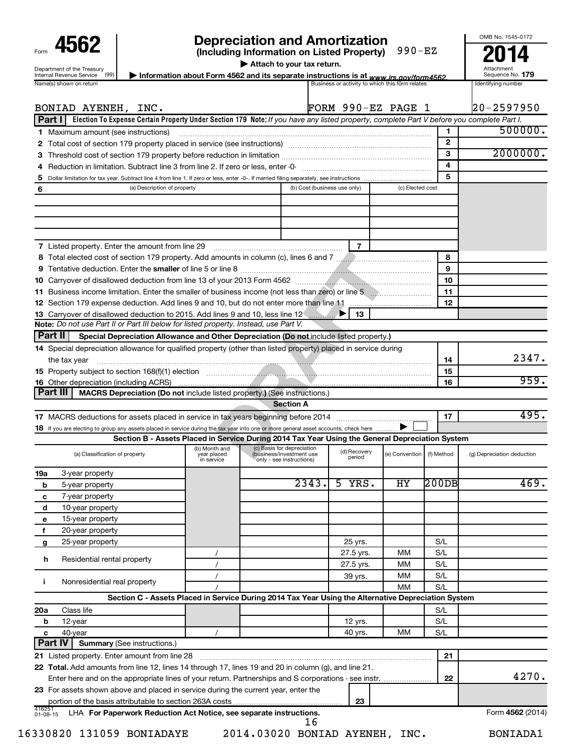Form **4562**

Department of the Treasury
Internal Revenue Service (99)

# Depreciation and Amortization

**(Including Information on Listed Property)** 990-EZ

▶ Attach to your tax return.

▶ Information about Form 4562 and its separate instructions is at www.irs.gov/form4562.

OMB No. 1545-0172

**2014**

Attachment Sequence No. **179**

| Name(s) shown on return | Business or activity to which this form relates | Identifying number |
|---|---|---|
| BONIAD AYENEH, INC. | FORM 990-EZ PAGE 1 | 20-2597950 |

**Part I — Election To Expense Certain Property Under Section 179** **Note:** *If you have any listed property, complete Part V before you complete Part I.*

| | | | |
|---|---|---|---|
| 1 | Maximum amount (see instructions) | 1 | 500000. |
| 2 | Total cost of section 179 property placed in service (see instructions) | 2 | |
| 3 | Threshold cost of section 179 property before reduction in limitation | 3 | 2000000. |
| 4 | Reduction in limitation. Subtract line 3 from line 2. If zero or less, enter -0- | 4 | |
| 5 | Dollar limitation for tax year. Subtract line 4 from line 1. If zero or less, enter -0-. If married filing separately, see instructions | 5 | |

| 6 (a) Description of property | (b) Cost (business use only) | (c) Elected cost |
|---|---|---|
| | | |
| | | |
| | | |
| | | |

| | | | |
|---|---|---|---|
| 7 | Listed property. Enter the amount from line 29 | 7 | |
| 8 | Total elected cost of section 179 property. Add amounts in column (c), lines 6 and 7 | 8 | |
| 9 | Tentative deduction. Enter the **smaller** of line 5 or line 8 | 9 | |
| 10 | Carryover of disallowed deduction from line 13 of your 2013 Form 4562 | 10 | |
| 11 | Business income limitation. Enter the smaller of business income (not less than zero) or line 5 | 11 | |
| 12 | Section 179 expense deduction. Add lines 9 and 10, but do not enter more than line 11 | 12 | |
| 13 | Carryover of disallowed deduction to 2015. Add lines 9 and 10, less line 12 ▶ | 13 | |

**Note:** *Do not use Part II or Part III below for listed property. Instead, use Part V.*

**Part II — Special Depreciation Allowance and Other Depreciation (Do not include listed property.)**

| | | | |
|---|---|---|---|
| 14 | Special depreciation allowance for qualified property (other than listed property) placed in service during the tax year | 14 | 2347. |
| 15 | Property subject to section 168(f)(1) election | 15 | |
| 16 | Other depreciation (including ACRS) | 16 | 959. |

**Part III — MACRS Depreciation (Do not include listed property.) (See instructions.)**

**Section A**

| | | | |
|---|---|---|---|
| 17 | MACRS deductions for assets placed in service in tax years beginning before 2014 | 17 | 495. |
| 18 | If you are electing to group any assets placed in service during the tax year into one or more general asset accounts, check here ▶ ☐ | | |

**Section B - Assets Placed in Service During 2014 Tax Year Using the General Depreciation System**

| (a) Classification of property | (b) Month and year placed in service | (c) Basis for depreciation (business/investment use only - see instructions) | (d) Recovery period | (e) Convention | (f) Method | (g) Depreciation deduction |
|---|---|---|---|---|---|---|
| 19a 3-year property | | | | | | |
| b 5-year property | | 2343. | 5 YRS. | HY | 200DB | 469. |
| c 7-year property | | | | | | |
| d 10-year property | | | | | | |
| e 15-year property | | | | | | |
| f 20-year property | | | | | | |
| g 25-year property | | | 25 yrs. | | S/L | |
| h Residential rental property | / | | 27.5 yrs. | MM | S/L | |
| | / | | 27.5 yrs. | MM | S/L | |
| i Nonresidential real property | / | | 39 yrs. | MM | S/L | |
| | / | | | MM | S/L | |

**Section C - Assets Placed in Service During 2014 Tax Year Using the Alternative Depreciation System**

| (a) Classification of property | (b) Month and year placed in service | (c) Basis for depreciation | (d) Recovery period | (e) Convention | (f) Method | (g) Depreciation deduction |
|---|---|---|---|---|---|---|
| 20a Class life | | | | | S/L | |
| b 12-year | | | 12 yrs. | | S/L | |
| c 40-year | / | | 40 yrs. | MM | S/L | |

**Part IV — Summary** (See instructions.)

| | | | |
|---|---|---|---|
| 21 | Listed property. Enter amount from line 28 | 21 | |
| 22 | **Total.** Add amounts from line 12, lines 14 through 17, lines 19 and 20 in column (g), and line 21. Enter here and on the appropriate lines of your return. Partnerships and S corporations - see instr. | 22 | 4270. |
| 23 | For assets shown above and placed in service during the current year, enter the portion of the basis attributable to section 263A costs | 23 | |

416251 01-08-15 LHA **For Paperwork Reduction Act Notice, see separate instructions.** Form **4562** (2014)

16330820 131059 BONIADAYE 2014.03020 BONIAD AYENEH, INC. BONIADA1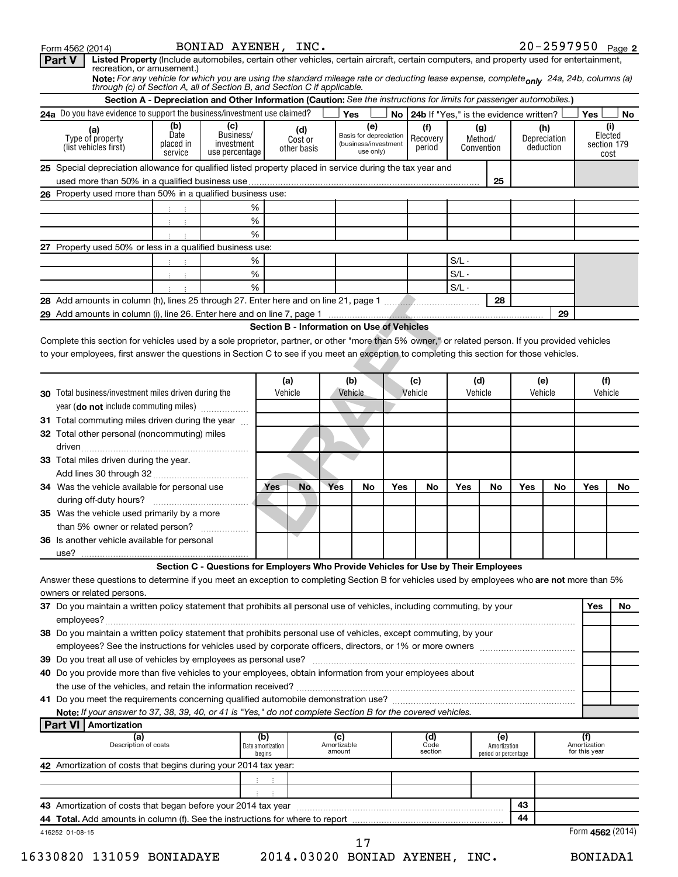Form 4562 (2014) BONIAD AYENEH, INC. 20-2597950 Page **2**

**Part V** **Listed Property** (Include automobiles, certain other vehicles, certain aircraft, certain computers, and property used for entertainment, recreation, or amusement.)

**Note:** *For any vehicle for which you are using the standard mileage rate or deducting lease expense, complete* ***only*** *24a, 24b, columns (a) through (c) of Section A, all of Section B, and Section C if applicable.*

### Section A - Depreciation and Other Information (Caution: *See the instructions for limits for passenger automobiles.*)

**24a** Do you have evidence to support the business/investment use claimed? Yes No **24b** If "Yes," is the evidence written? Yes No

| (a) Type of property (list vehicles first) | (b) Date placed in service | (c) Business/ investment use percentage | (d) Cost or other basis | (e) Basis for depreciation (business/investment use only) | (f) Recovery period | (g) Method/ Convention | (h) Depreciation deduction | (i) Elected section 179 cost |
|---|---|---|---|---|---|---|---|---|
| **25** Special depreciation allowance for qualified listed property placed in service during the tax year and used more than 50% in a qualified business use | | | | | | 25 | | |
| **26** Property used more than 50% in a qualified business use: | | | | | | | | |
| | | % | | | | | | |
| | | % | | | | | | |
| | | % | | | | | | |
| **27** Property used 50% or less in a qualified business use: | | | | | | | | |
| | | % | | | | S/L - | | |
| | | % | | | | S/L - | | |
| | | % | | | | S/L - | | |
| **28** Add amounts in column (h), lines 25 through 27. Enter here and on line 21, page 1 | | | | | | 28 | | |
| **29** Add amounts in column (i), line 26. Enter here and on line 7, page 1 | | | | | | | 29 | |

### Section B - Information on Use of Vehicles

Complete this section for vehicles used by a sole proprietor, partner, or other "more than 5% owner," or related person. If you provided vehicles to your employees, first answer the questions in Section C to see if you meet an exception to completing this section for those vehicles.

| | (a) Vehicle | | (b) Vehicle | | (c) Vehicle | | (d) Vehicle | | (e) Vehicle | | (f) Vehicle | |
|---|---|---|---|---|---|---|---|---|---|---|---|---|
| **30** Total business/investment miles driven during the year (**do not** include commuting miles) | | | | | | | | | | | | |
| **31** Total commuting miles driven during the year | | | | | | | | | | | | |
| **32** Total other personal (noncommuting) miles driven | | | | | | | | | | | | |
| **33** Total miles driven during the year. Add lines 30 through 32 | | | | | | | | | | | | |
| | Yes | No | Yes | No | Yes | No | Yes | No | Yes | No | Yes | No |
| **34** Was the vehicle available for personal use during off-duty hours? | | | | | | | | | | | | |
| **35** Was the vehicle used primarily by a more than 5% owner or related person? | | | | | | | | | | | | |
| **36** Is another vehicle available for personal use? | | | | | | | | | | | | |

### Section C - Questions for Employers Who Provide Vehicles for Use by Their Employees

Answer these questions to determine if you meet an exception to completing Section B for vehicles used by employees who **are not** more than 5% owners or related persons.

| | Yes | No |
|---|---|---|
| **37** Do you maintain a written policy statement that prohibits all personal use of vehicles, including commuting, by your employees? | | |
| **38** Do you maintain a written policy statement that prohibits personal use of vehicles, except commuting, by your employees? See the instructions for vehicles used by corporate officers, directors, or 1% or more owners | | |
| **39** Do you treat all use of vehicles by employees as personal use? | | |
| **40** Do you provide more than five vehicles to your employees, obtain information from your employees about the use of the vehicles, and retain the information received? | | |
| **41** Do you meet the requirements concerning qualified automobile demonstration use? | | |

**Note:** *If your answer to 37, 38, 39, 40, or 41 is "Yes," do not complete Section B for the covered vehicles.*

**Part VI** **Amortization**

| (a) Description of costs | (b) Date amortization begins | (c) Amortizable amount | (d) Code section | (e) Amortization period or percentage | (f) Amortization for this year |
|---|---|---|---|---|---|
| **42** Amortization of costs that begins during your 2014 tax year: | | | | | |
| | | | | | |
| | | | | | |
| **43** Amortization of costs that began before your 2014 tax year | | | | 43 | |
| **44** **Total.** Add amounts in column (f). See the instructions for where to report | | | | 44 | |

416252 01-08-15 Form **4562** (2014)

16330820 131059 BONIADAYE 2014.03020 BONIAD AYENEH, INC. BONIADA1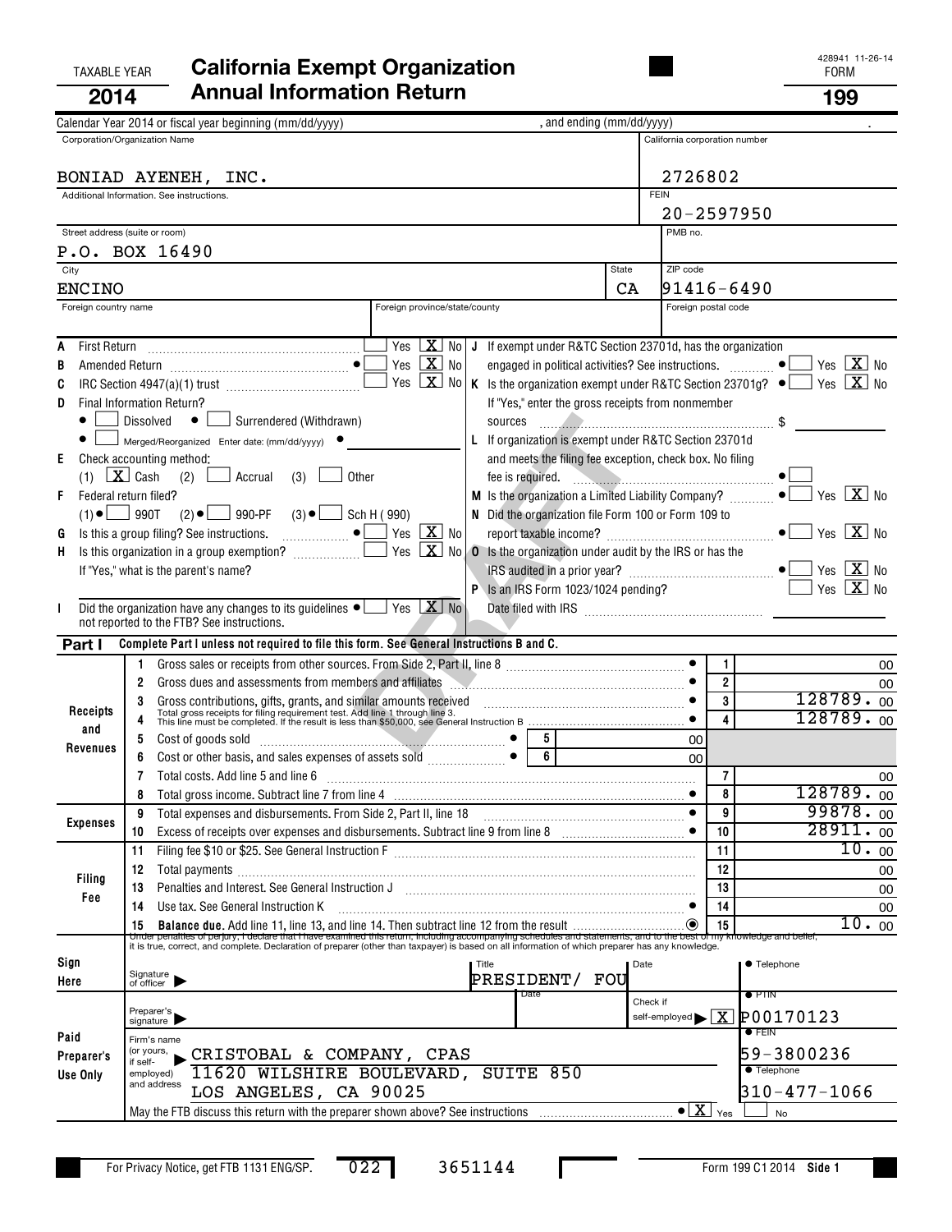TAXABLE YEAR **2014**

# California Exempt Organization Annual Information Return

428941 11-26-14
FORM **199**

Calendar Year 2014 or fiscal year beginning (mm/dd/yyyy) , and ending (mm/dd/yyyy) .

| Corporation/Organization Name | California corporation number |
|---|---|
| BONIAD AYENEH, INC. | 2726802 |
| Additional Information. See instructions. | FEIN 20-2597950 |
| Street address (suite or room) P.O. BOX 16490 | PMB no. |
| City ENCINO | State CA | ZIP code 91416-6490 |
| Foreign country name | Foreign province/state/county | Foreign postal code |

- **A** First Return: Yes [ ] No [X]
- **B** Amended Return: Yes [ ] No [X]
- **C** IRC Section 4947(a)(1) trust: Yes [ ] No [X]
- **D** Final Information Return? [ ] Dissolved [ ] Surrendered (Withdrawn) [ ] Merged/Reorganized Enter date: (mm/dd/yyyy)
- **E** Check accounting method: (1) [X] Cash (2) [ ] Accrual (3) [ ] Other
- **F** Federal return filed? (1) [ ] 990T (2) [ ] 990-PF (3) [ ] Sch H (990)
- **G** Is this a group filing? See instructions. Yes [ ] No [X]
- **H** Is this organization in a group exemption? Yes [ ] No [X] If "Yes," what is the parent's name?
- **I** Did the organization have any changes to its guidelines not reported to the FTB? See instructions. Yes [ ] No [X]
- **J** If exempt under R&TC Section 23701d, has the organization engaged in political activities? See instructions. Yes [ ] No [X]
- **K** Is the organization exempt under R&TC Section 23701g? Yes [ ] No [X] If "Yes," enter the gross receipts from nonmember sources $
- **L** If organization is exempt under R&TC Section 23701d and meets the filing fee exception, check box. No filing fee is required. [ ]
- **M** Is the organization a Limited Liability Company? Yes [ ] No [X]
- **N** Did the organization file Form 100 or Form 109 to report taxable income? Yes [ ] No [X]
- **O** Is the organization under audit by the IRS or has the IRS audited in a prior year? Yes [ ] No [X]
- **P** Is an IRS Form 1023/1024 pending? Yes [ ] No [X] Date filed with IRS

## Part I Complete Part I unless not required to file this form. See General Instructions B and C.

| Section | Line | Description | | Amount |
|---|---|---|---|---|
| Receipts and Revenues | 1 | Gross sales or receipts from other sources. From Side 2, Part II, line 8 | | 00 |
| | 2 | Gross dues and assessments from members and affiliates | | 00 |
| | 3 | Gross contributions, gifts, grants, and similar amounts received | | 128789. 00 |
| | 4 | Total gross receipts for filing requirement test. Add line 1 through line 3. This line must be completed. If the result is less than $50,000, see General Instruction B | | 128789. 00 |
| | 5 | Cost of goods sold | 00 | |
| | 6 | Cost or other basis, and sales expenses of assets sold | 00 | |
| | 7 | Total costs. Add line 5 and line 6 | | 00 |
| | 8 | Total gross income. Subtract line 7 from line 4 | | 128789. 00 |
| Expenses | 9 | Total expenses and disbursements. From Side 2, Part II, line 18 | | 99878. 00 |
| | 10 | Excess of receipts over expenses and disbursements. Subtract line 9 from line 8 | | 28911. 00 |
| Filing Fee | 11 | Filing fee $10 or $25. See General Instruction F | | 10. 00 |
| | 12 | Total payments | | 00 |
| | 13 | Penalties and Interest. See General Instruction J | | 00 |
| | 14 | Use tax. See General Instruction K | | 00 |
| | 15 | **Balance due.** Add line 11, line 13, and line 14. Then subtract line 12 from the result | | 10. 00 |

Under penalties of perjury, I declare that I have examined this return, including accompanying schedules and statements, and to the best of my knowledge and belief, it is true, correct, and complete. Declaration of preparer (other than taxpayer) is based on all information of which preparer has any knowledge.

**Sign Here** — Signature of officer | Title: PRESIDENT/ FOU | Date | Telephone

**Paid Preparer's Use Only**
- Preparer's signature | Date | Check if self-employed [X] | PTIN: P00170123
- Firm's name (or yours, if self-employed) and address: CRISTOBAL & COMPANY, CPAS, 11620 WILSHIRE BOULEVARD, SUITE 850, LOS ANGELES, CA 90025
- FEIN: 59-3800236
- Telephone: 310-477-1066

May the FTB discuss this return with the preparer shown above? See instructions. [X] Yes [ ] No

For Privacy Notice, get FTB 1131 ENG/SP. 022 3651144 Form 199 C1 2014 Side 1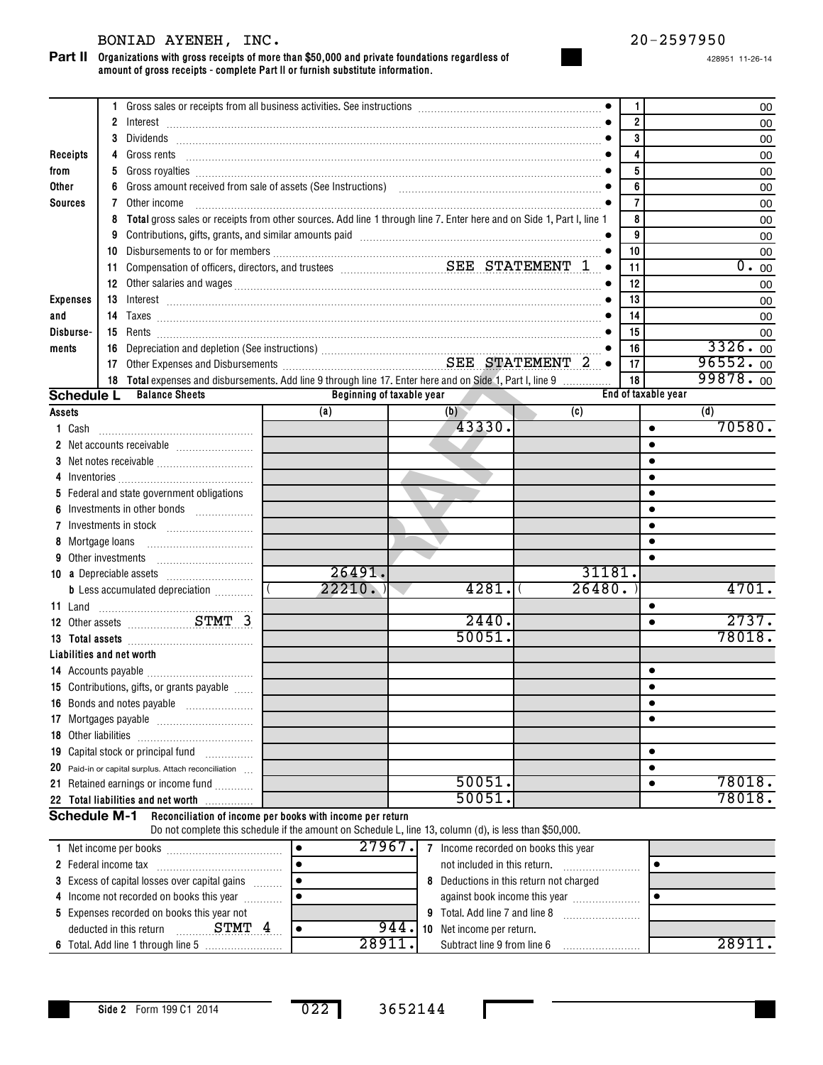BONIAD AYENEH, INC. 20-2597950

428951 11-26-14

**Part II** **Organizations with gross receipts of more than $50,000 and private foundations regardless of amount of gross receipts - complete Part II or furnish substitute information.**

| | | | | |
|---|---|---|---|---|
| Receipts from Other Sources | 1 | Gross sales or receipts from all business activities. See instructions | 1 | 00 |
| | 2 | Interest | 2 | 00 |
| | 3 | Dividends | 3 | 00 |
| | 4 | Gross rents | 4 | 00 |
| | 5 | Gross royalties | 5 | 00 |
| | 6 | Gross amount received from sale of assets (See Instructions) | 6 | 00 |
| | 7 | Other income | 7 | 00 |
| | 8 | **Total** gross sales or receipts from other sources. Add line 1 through line 7. Enter here and on Side 1, Part I, line 1 | 8 | 00 |
| Expenses and Disbursements | 9 | Contributions, gifts, grants, and similar amounts paid | 9 | 00 |
| | 10 | Disbursements to or for members | 10 | 00 |
| | 11 | Compensation of officers, directors, and trustees SEE STATEMENT 1 | 11 | 0. 00 |
| | 12 | Other salaries and wages | 12 | 00 |
| | 13 | Interest | 13 | 00 |
| | 14 | Taxes | 14 | 00 |
| | 15 | Rents | 15 | 00 |
| | 16 | Depreciation and depletion (See instructions) | 16 | 3326. 00 |
| | 17 | Other Expenses and Disbursements SEE STATEMENT 2 | 17 | 96552. 00 |
| | 18 | **Total** expenses and disbursements. Add line 9 through line 17. Enter here and on Side 1, Part I, line 9 | 18 | 99878. 00 |

**Schedule L** **Balance Sheets**

| Assets | Beginning of taxable year (a) | Beginning of taxable year (b) | End of taxable year (c) | End of taxable year (d) |
|---|---|---|---|---|
| 1 Cash | | 43330. | | 70580. |
| 2 Net accounts receivable | | | | |
| 3 Net notes receivable | | | | |
| 4 Inventories | | | | |
| 5 Federal and state government obligations | | | | |
| 6 Investments in other bonds | | | | |
| 7 Investments in stock | | | | |
| 8 Mortgage loans | | | | |
| 9 Other investments | | | | |
| 10 a Depreciable assets | 26491. | | 31181. | |
| b Less accumulated depreciation | ( 22210. ) | 4281. | ( 26480. ) | 4701. |
| 11 Land | | | | |
| 12 Other assets STMT 3 | | 2440. | | 2737. |
| 13 **Total assets** | | 50051. | | 78018. |
| **Liabilities and net worth** | | | | |
| 14 Accounts payable | | | | |
| 15 Contributions, gifts, or grants payable | | | | |
| 16 Bonds and notes payable | | | | |
| 17 Mortgages payable | | | | |
| 18 Other liabilities | | | | |
| 19 Capital stock or principal fund | | | | |
| 20 Paid-in or capital surplus. Attach reconciliation | | | | |
| 21 Retained earnings or income fund | | 50051. | | 78018. |
| 22 **Total liabilities and net worth** | | 50051. | | 78018. |

**Schedule M-1** **Reconciliation of income per books with income per return**

Do not complete this schedule if the amount on Schedule L, line 13, column (d), is less than $50,000.

| | | | |
|---|---|---|---|
| 1 Net income per books | 27967. | 7 Income recorded on books this year not included in this return. | |
| 2 Federal income tax | | | |
| 3 Excess of capital losses over capital gains | | 8 Deductions in this return not charged against book income this year | |
| 4 Income not recorded on books this year | | | |
| 5 Expenses recorded on books this year not deducted in this return STMT 4 | 944. | 9 Total. Add line 7 and line 8 | |
| 6 Total. Add line 1 through line 5 | 28911. | 10 Net income per return. Subtract line 9 from line 6 | 28911. |

Side 2 Form 199 C1 2014 022 3652144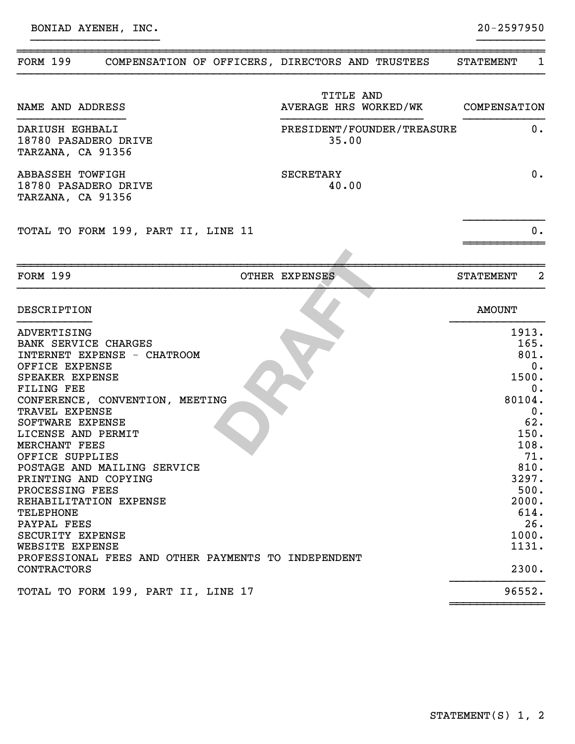BONIAD AYENEH, INC. 20-2597950

## FORM 199 COMPENSATION OF OFFICERS, DIRECTORS AND TRUSTEES STATEMENT 1

| NAME AND ADDRESS | TITLE AND AVERAGE HRS WORKED/WK | COMPENSATION |
|---|---|---|
| DARIUSH EGHBALI<br>18780 PASADERO DRIVE<br>TARZANA, CA 91356 | PRESIDENT/FOUNDER/TREASURE<br>35.00 | 0. |
| ABBASSEH TOWFIGH<br>18780 PASADERO DRIVE<br>TARZANA, CA 91356 | SECRETARY<br>40.00 | 0. |
| TOTAL TO FORM 199, PART II, LINE 11 | | 0. |

## FORM 199 OTHER EXPENSES STATEMENT 2

DRAFT

| DESCRIPTION | AMOUNT |
|---|---|
| ADVERTISING | 1913. |
| BANK SERVICE CHARGES | 165. |
| INTERNET EXPENSE - CHATROOM | 801. |
| OFFICE EXPENSE | 0. |
| SPEAKER EXPENSE | 1500. |
| FILING FEE | 0. |
| CONFERENCE, CONVENTION, MEETING | 80104. |
| TRAVEL EXPENSE | 0. |
| SOFTWARE EXPENSE | 62. |
| LICENSE AND PERMIT | 150. |
| MERCHANT FEES | 108. |
| OFFICE SUPPLIES | 71. |
| POSTAGE AND MAILING SERVICE | 810. |
| PRINTING AND COPYING | 3297. |
| PROCESSING FEES | 500. |
| REHABILITATION EXPENSE | 2000. |
| TELEPHONE | 614. |
| PAYPAL FEES | 26. |
| SECURITY EXPENSE | 1000. |
| WEBSITE EXPENSE | 1131. |
| PROFESSIONAL FEES AND OTHER PAYMENTS TO INDEPENDENT CONTRACTORS | 2300. |
| TOTAL TO FORM 199, PART II, LINE 17 | 96552. |

STATEMENT(S) 1, 2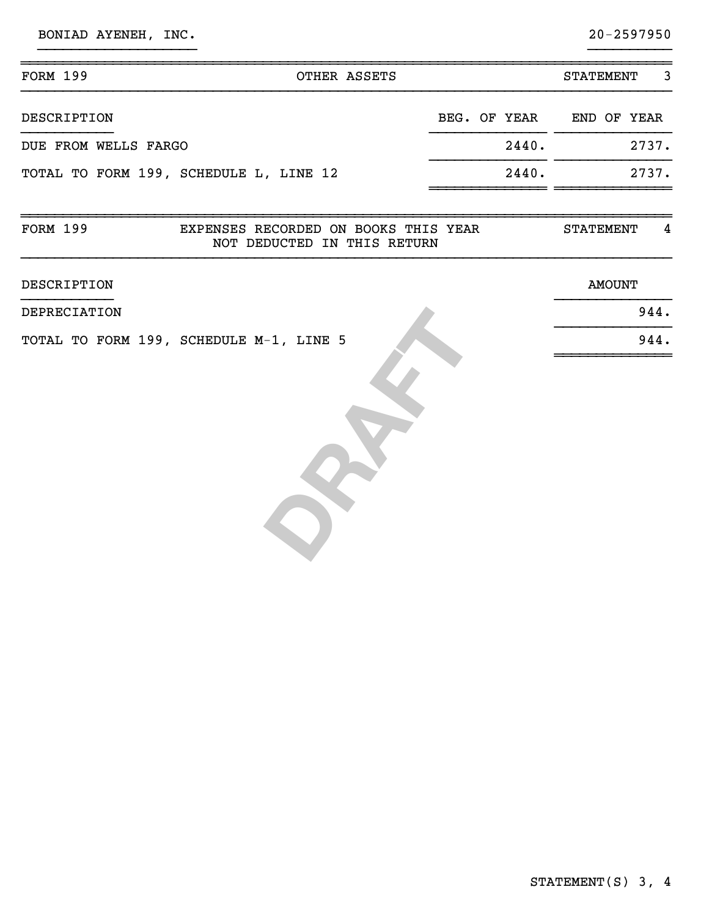BONIAD AYENEH, INC. 20-2597950

| FORM 199 | OTHER ASSETS | | STATEMENT 3 |
|---|---|---|---|
| DESCRIPTION | | BEG. OF YEAR | END OF YEAR |
| DUE FROM WELLS FARGO | | 2440. | 2737. |
| TOTAL TO FORM 199, SCHEDULE L, LINE 12 | | 2440. | 2737. |

| FORM 199 | EXPENSES RECORDED ON BOOKS THIS YEAR NOT DEDUCTED IN THIS RETURN | STATEMENT 4 |
|---|---|---|
| DESCRIPTION | | AMOUNT |
| DEPRECIATION | | 944. |
| TOTAL TO FORM 199, SCHEDULE M-1, LINE 5 | | 944. |

DRAFT

STATEMENT(S) 3, 4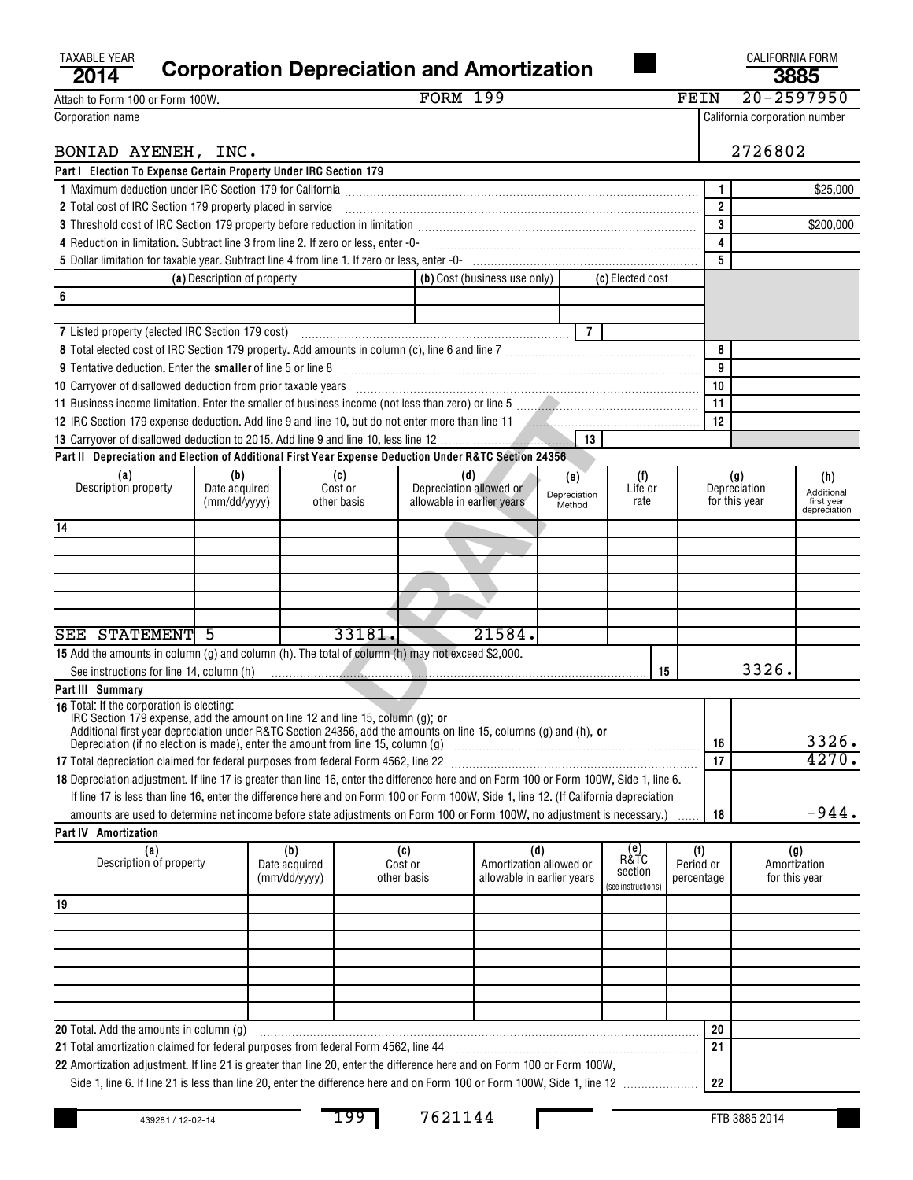TAXABLE YEAR **2014**

# Corporation Depreciation and Amortization

CALIFORNIA FORM **3885**

Attach to Form 100 or Form 100W. FORM 199 FEIN 20-2597950

| Corporation name | California corporation number |
|---|---|
| BONIAD AYENEH, INC. | 2726802 |

**Part I Election To Expense Certain Property Under IRC Section 179**

| | | |
|---|---|---|
| 1 Maximum deduction under IRC Section 179 for California | 1 | $25,000 |
| 2 Total cost of IRC Section 179 property placed in service | 2 | |
| 3 Threshold cost of IRC Section 179 property before reduction in limitation | 3 | $200,000 |
| 4 Reduction in limitation. Subtract line 3 from line 2. If zero or less, enter -0- | 4 | |
| 5 Dollar limitation for taxable year. Subtract line 4 from line 1. If zero or less, enter -0- | 5 | |

| (a) Description of property | (b) Cost (business use only) | (c) Elected cost |
|---|---|---|
| 6 | | |
| | | |

| | | |
|---|---|---|
| 7 Listed property (elected IRC Section 179 cost) | 7 | |
| 8 Total elected cost of IRC Section 179 property. Add amounts in column (c), line 6 and line 7 | 8 | |
| 9 Tentative deduction. Enter the **smaller** of line 5 or line 8 | 9 | |
| 10 Carryover of disallowed deduction from prior taxable years | 10 | |
| 11 Business income limitation. Enter the smaller of business income (not less than zero) or line 5 | 11 | |
| 12 IRC Section 179 expense deduction. Add line 9 and line 10, but do not enter more than line 11 | 12 | |
| 13 Carryover of disallowed deduction to 2015. Add line 9 and line 10, less line 12 | 13 | |

**Part II Depreciation and Election of Additional First Year Expense Deduction Under R&TC Section 24356**

| (a) Description property | (b) Date acquired (mm/dd/yyyy) | (c) Cost or other basis | (d) Depreciation allowed or allowable in earlier years | (e) Depreciation Method | (f) Life or rate | (g) Depreciation for this year | (h) Additional first year depreciation |
|---|---|---|---|---|---|---|---|
| 14 | | | | | | | |
| | | | | | | | |
| | | | | | | | |
| | | | | | | | |
| | | | | | | | |
| | | | | | | | |
| SEE STATEMENT 5 | | 33181. | 21584. | | | | |

15 Add the amounts in column (g) and column (h). The total of column (h) may not exceed $2,000. See instructions for line 14, column (h) ..... 15 | 3326.

**Part III Summary**

| | | |
|---|---|---|
| 16 Total: If the corporation is electing: IRC Section 179 expense, add the amount on line 12 and line 15, column (g); **or** Additional first year depreciation under R&TC Section 24356, add the amounts on line 15, columns (g) and (h), **or** Depreciation (if no election is made), enter the amount from line 15, column (g) | 16 | 3326. |
| 17 Total depreciation claimed for federal purposes from federal Form 4562, line 22 | 17 | 4270. |
| 18 Depreciation adjustment. If line 17 is greater than line 16, enter the difference here and on Form 100 or Form 100W, Side 1, line 6. If line 17 is less than line 16, enter the difference here and on Form 100 or Form 100W, Side 1, line 12. (If California depreciation amounts are used to determine net income before state adjustments on Form 100 or Form 100W, no adjustment is necessary.) | 18 | -944. |

**Part IV Amortization**

| (a) Description of property | (b) Date acquired (mm/dd/yyyy) | (c) Cost or other basis | (d) Amortization allowed or allowable in earlier years | (e) R&TC section (see instructions) | (f) Period or percentage | (g) Amortization for this year |
|---|---|---|---|---|---|---|
| 19 | | | | | | |
| | | | | | | |
| | | | | | | |
| | | | | | | |
| | | | | | | |
| | | | | | | |

| | | |
|---|---|---|
| 20 Total. Add the amounts in column (g) | 20 | |
| 21 Total amortization claimed for federal purposes from federal Form 4562, line 44 | 21 | |
| 22 Amortization adjustment. If line 21 is greater than line 20, enter the difference here and on Form 100 or Form 100W, Side 1, line 6. If line 21 is less than line 20, enter the difference here and on Form 100 or Form 100W, Side 1, line 12 | 22 | |

439281 / 12-02-14 199 7621144 FTB 3885 2014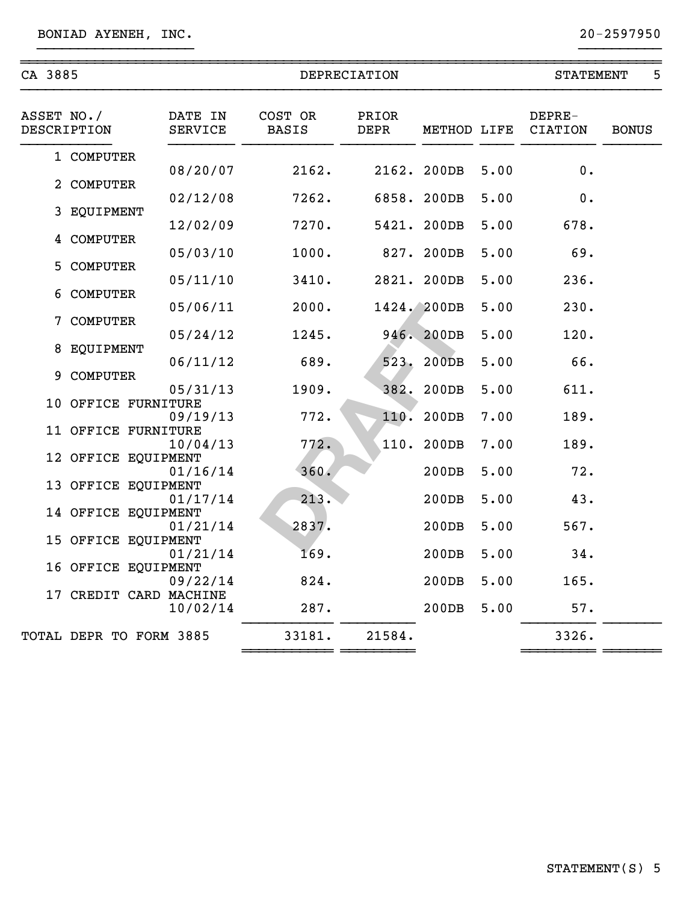BONIAD AYENEH, INC. 20-2597950

CA 3885 DEPRECIATION STATEMENT 5

| ASSET NO./ DESCRIPTION | DATE IN SERVICE | COST OR BASIS | PRIOR DEPR | METHOD | LIFE | DEPRE-CIATION | BONUS |
|---|---|---|---|---|---|---|---|
| 1 COMPUTER | 08/20/07 | 2162. | 2162. | 200DB | 5.00 | 0. | |
| 2 COMPUTER | 02/12/08 | 7262. | 6858. | 200DB | 5.00 | 0. | |
| 3 EQUIPMENT | 12/02/09 | 7270. | 5421. | 200DB | 5.00 | 678. | |
| 4 COMPUTER | 05/03/10 | 1000. | 827. | 200DB | 5.00 | 69. | |
| 5 COMPUTER | 05/11/10 | 3410. | 2821. | 200DB | 5.00 | 236. | |
| 6 COMPUTER | 05/06/11 | 2000. | 1424. | 200DB | 5.00 | 230. | |
| 7 COMPUTER | 05/24/12 | 1245. | 946. | 200DB | 5.00 | 120. | |
| 8 EQUIPMENT | 06/11/12 | 689. | 523. | 200DB | 5.00 | 66. | |
| 9 COMPUTER | 05/31/13 | 1909. | 382. | 200DB | 5.00 | 611. | |
| 10 OFFICE FURNITURE | 09/19/13 | 772. | 110. | 200DB | 7.00 | 189. | |
| 11 OFFICE FURNITURE | 10/04/13 | 772. | 110. | 200DB | 7.00 | 189. | |
| 12 OFFICE EQUIPMENT | 01/16/14 | 360. | | 200DB | 5.00 | 72. | |
| 13 OFFICE EQUIPMENT | 01/17/14 | 213. | | 200DB | 5.00 | 43. | |
| 14 OFFICE EQUIPMENT | 01/21/14 | 2837. | | 200DB | 5.00 | 567. | |
| 15 OFFICE EQUIPMENT | 01/21/14 | 169. | | 200DB | 5.00 | 34. | |
| 16 OFFICE EQUIPMENT | 09/22/14 | 824. | | 200DB | 5.00 | 165. | |
| 17 CREDIT CARD MACHINE | 10/02/14 | 287. | | 200DB | 5.00 | 57. | |
| TOTAL DEPR TO FORM 3885 | | 33181. | 21584. | | | 3326. | |

DRAFT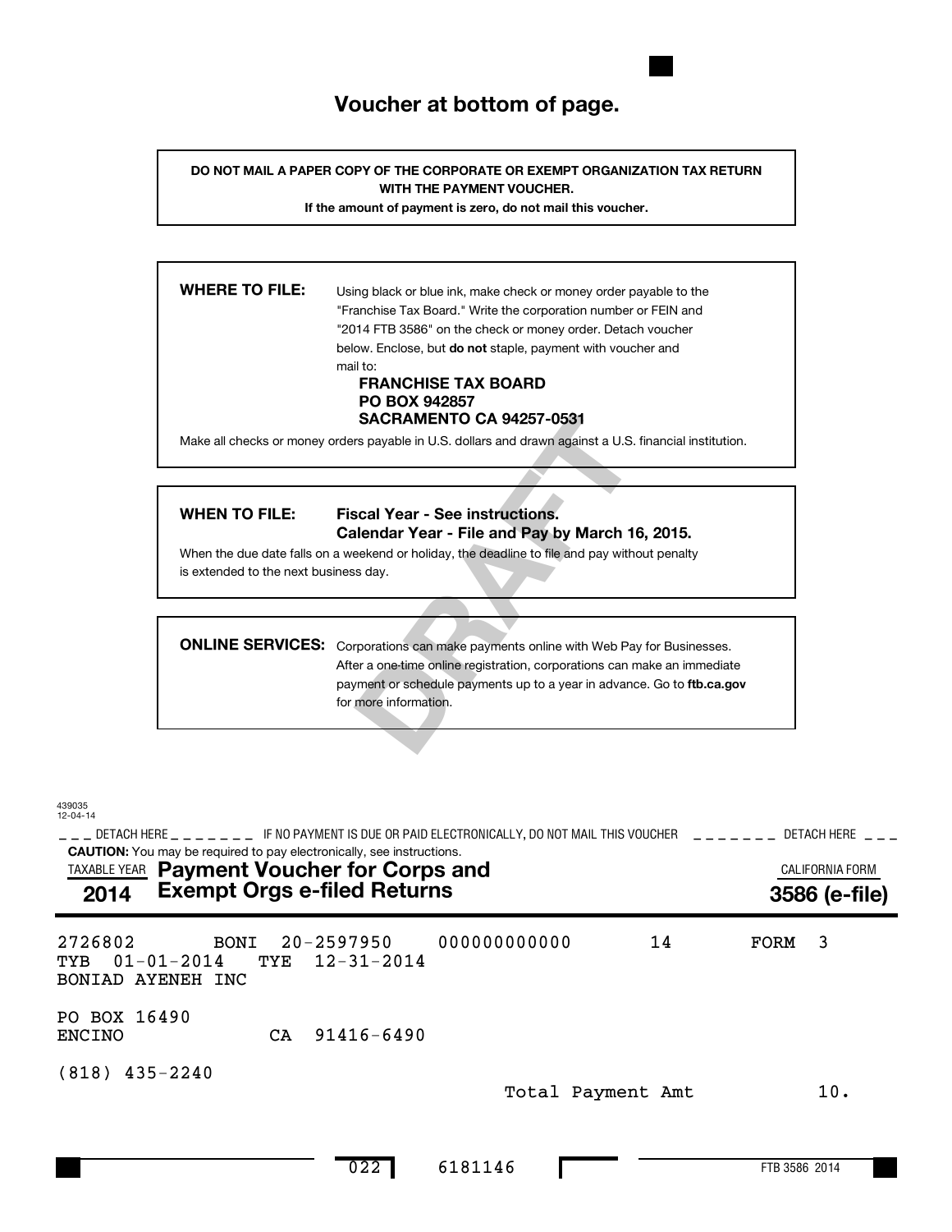# Voucher at bottom of page.

**DO NOT MAIL A PAPER COPY OF THE CORPORATE OR EXEMPT ORGANIZATION TAX RETURN WITH THE PAYMENT VOUCHER.**

**If the amount of payment is zero, do not mail this voucher.**

**WHERE TO FILE:** Using black or blue ink, make check or money order payable to the "Franchise Tax Board." Write the corporation number or FEIN and "2014 FTB 3586" on the check or money order. Detach voucher below. Enclose, but **do not** staple, payment with voucher and mail to:

**FRANCHISE TAX BOARD**
**PO BOX 942857**
**SACRAMENTO CA 94257-0531**

Make all checks or money orders payable in U.S. dollars and drawn against a U.S. financial institution.

**WHEN TO FILE:** **Fiscal Year - See instructions.**
**Calendar Year - File and Pay by March 16, 2015.**

When the due date falls on a weekend or holiday, the deadline to file and pay without penalty is extended to the next business day.

**ONLINE SERVICES:** Corporations can make payments online with Web Pay for Businesses. After a one-time online registration, corporations can make an immediate payment or schedule payments up to a year in advance. Go to **ftb.ca.gov** for more information.

DRAFT

439035
12-04-14

DETACH HERE — IF NO PAYMENT IS DUE OR PAID ELECTRONICALLY, DO NOT MAIL THIS VOUCHER — DETACH HERE

**CAUTION:** You may be required to pay electronically, see instructions.

TAXABLE YEAR **2014** **Payment Voucher for Corps and Exempt Orgs e-filed Returns** CALIFORNIA FORM **3586 (e-file)**

2726802 BONI 20-2597950 000000000000 14 FORM 3
TYB 01-01-2014 TYE 12-31-2014
BONIAD AYENEH INC

PO BOX 16490
ENCINO CA 91416-6490

(818) 435-2240

Total Payment Amt 10.

022 6181146

FTB 3586 2014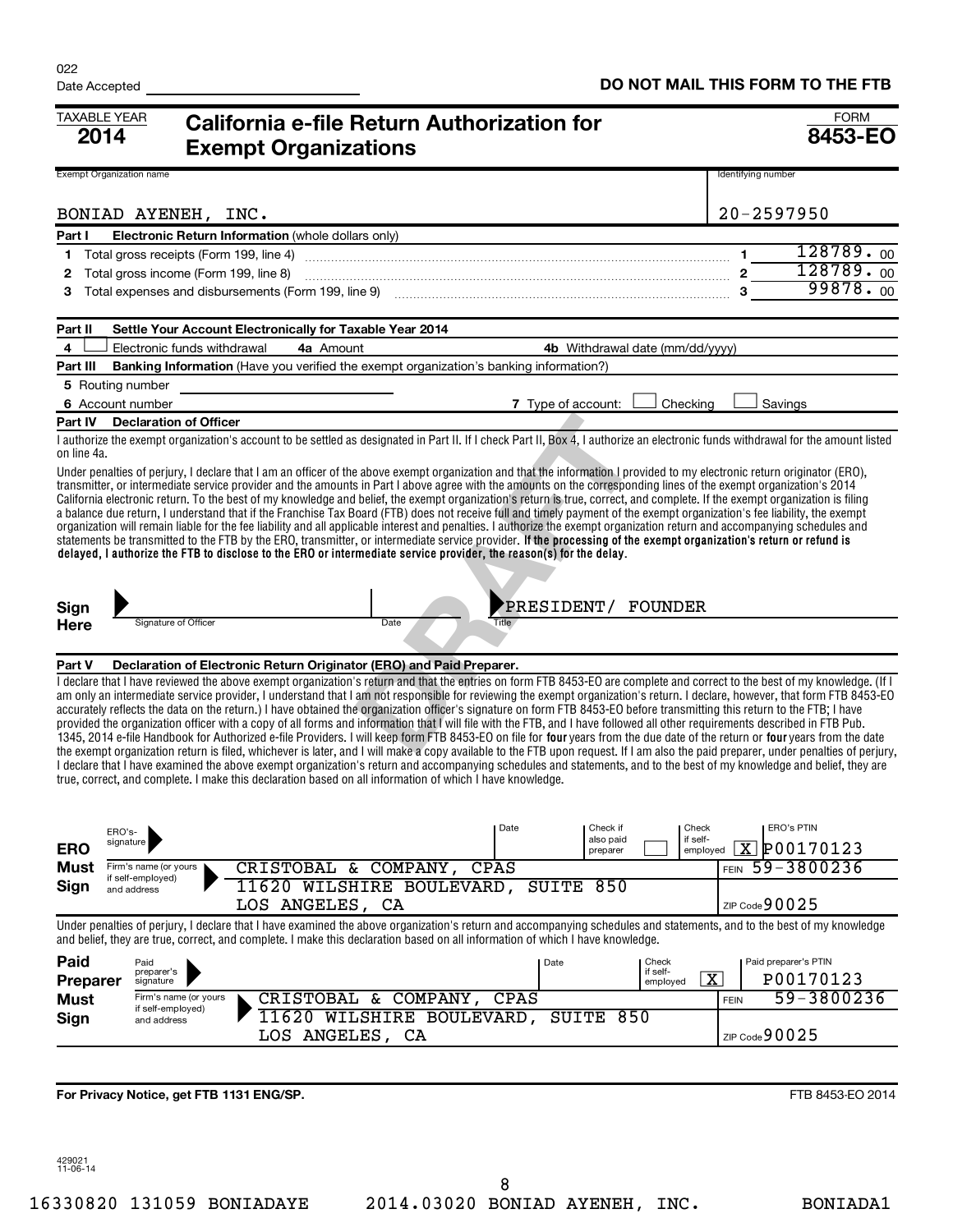022

Date Accepted

**DO NOT MAIL THIS FORM TO THE FTB**

TAXABLE YEAR **2014**

# California e-file Return Authorization for Exempt Organizations

FORM **8453-EO**

| Exempt Organization name | Identifying number |
|---|---|
| BONIAD AYENEH, INC. | 20-2597950 |

**Part I Electronic Return Information** (whole dollars only)

| | | | |
|---|---|---|---|
| 1 | Total gross receipts (Form 199, line 4) | 1 | 128789.00 |
| 2 | Total gross income (Form 199, line 8) | 2 | 128789.00 |
| 3 | Total expenses and disbursements (Form 199, line 9) | 3 | 99878.00 |

**Part II Settle Your Account Electronically for Taxable Year 2014**

4 ☐ Electronic funds withdrawal 4a Amount 4b Withdrawal date (mm/dd/yyyy)

**Part III Banking Information** (Have you verified the exempt organization's banking information?)

5 Routing number

6 Account number 7 Type of account: ☐ Checking ☐ Savings

**Part IV Declaration of Officer**

I authorize the exempt organization's account to be settled as designated in Part II. If I check Part II, Box 4, I authorize an electronic funds withdrawal for the amount listed on line 4a.

Under penalties of perjury, I declare that I am an officer of the above exempt organization and that the information I provided to my electronic return originator (ERO), transmitter, or intermediate service provider and the amounts in Part I above agree with the amounts on the corresponding lines of the exempt organization's 2014 California electronic return. To the best of my knowledge and belief, the exempt organization's return is true, correct, and complete. If the exempt organization is filing a balance due return, I understand that if the Franchise Tax Board (FTB) does not receive full and timely payment of the exempt organization's fee liability, the exempt organization will remain liable for the fee liability and all applicable interest and penalties. I authorize the exempt organization return and accompanying schedules and statements be transmitted to the FTB by the ERO, transmitter, or intermediate service provider. **If the processing of the exempt organization's return or refund is delayed, I authorize the FTB to disclose to the ERO or intermediate service provider, the reason(s) for the delay.**

**Sign Here** Signature of Officer ______ Date ______ Title: PRESIDENT/ FOUNDER

**Part V Declaration of Electronic Return Originator (ERO) and Paid Preparer.**

I declare that I have reviewed the above exempt organization's return and that the entries on form FTB 8453-EO are complete and correct to the best of my knowledge. (If I am only an intermediate service provider, I understand that I am not responsible for reviewing the exempt organization's return. I declare, however, that form FTB 8453-EO accurately reflects the data on the return.) I have obtained the organization officer's signature on form FTB 8453-EO before transmitting this return to the FTB; I have provided the organization officer with a copy of all forms and information that I will file with the FTB, and I have followed all other requirements described in FTB Pub. 1345, 2014 e-file Handbook for Authorized e-file Providers. I will keep form FTB 8453-EO on file for **four** years from the due date of the return or **four** years from the date the exempt organization return is filed, whichever is later, and I will make a copy available to the FTB upon request. If I am also the paid preparer, under penalties of perjury, I declare that I have examined the above exempt organization's return and accompanying schedules and statements, and to the best of my knowledge and belief, they are true, correct, and complete. I make this declaration based on all information of which I have knowledge.

**ERO Must Sign**

| | |
|---|---|
| ERO's signature | |
| Date | |
| Check if also paid preparer | ☐ |
| Check if self-employed | X |
| ERO's PTIN | P00170123 |
| Firm's name (or yours if self-employed) and address | CRISTOBAL & COMPANY, CPAS<br>11620 WILSHIRE BOULEVARD, SUITE 850<br>LOS ANGELES, CA |
| FEIN | 59-3800236 |
| ZIP Code | 90025 |

Under penalties of perjury, I declare that I have examined the above organization's return and accompanying schedules and statements, and to the best of my knowledge and belief, they are true, correct, and complete. I make this declaration based on all information of which I have knowledge.

**Paid Preparer Must Sign**

| | |
|---|---|
| Paid preparer's signature | |
| Date | |
| Check if self-employed | X |
| Paid preparer's PTIN | P00170123 |
| Firm's name (or yours if self-employed) and address | CRISTOBAL & COMPANY, CPAS<br>11620 WILSHIRE BOULEVARD, SUITE 850<br>LOS ANGELES, CA |
| FEIN | 59-3800236 |
| ZIP Code | 90025 |

**For Privacy Notice, get FTB 1131 ENG/SP.**

FTB 8453-EO 2014

429021 11-06-14

16330820 131059 BONIADAYE 2014.03020 BONIAD AYENEH, INC. BONIADA1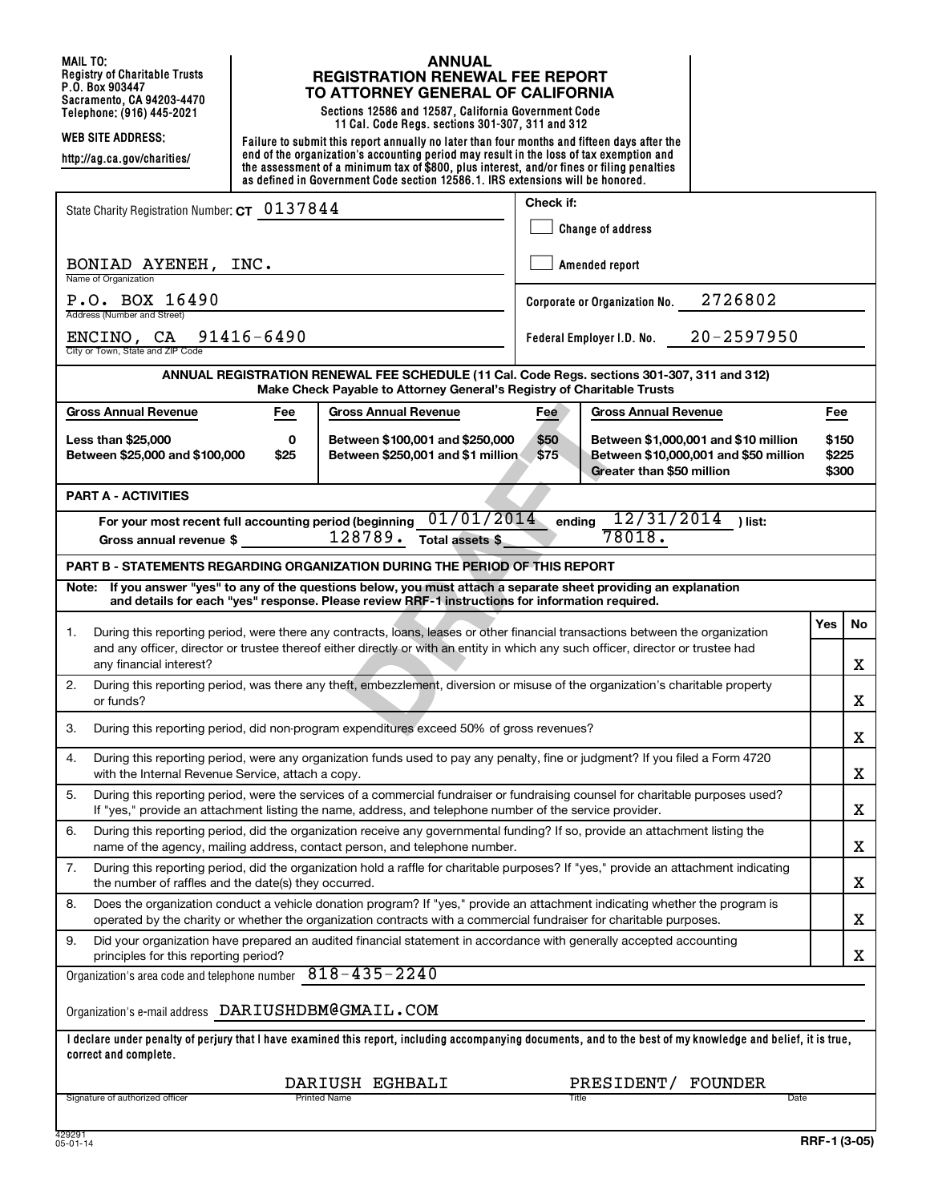**MAIL TO:**
**Registry of Charitable Trusts**
**P.O. Box 903447**
**Sacramento, CA 94203-4470**
**Telephone: (916) 445-2021**

**WEB SITE ADDRESS:**

**http://ag.ca.gov/charities/**

# ANNUAL REGISTRATION RENEWAL FEE REPORT TO ATTORNEY GENERAL OF CALIFORNIA

**Sections 12586 and 12587, California Government Code**
**11 Cal. Code Regs. sections 301-307, 311 and 312**

**Failure to submit this report annually no later than four months and fifteen days after the end of the organization's accounting period may result in the loss of tax exemption and the assessment of a minimum tax of $800, plus interest, and/or fines or filing penalties as defined in Government Code section 12586.1. IRS extensions will be honored.**

State Charity Registration Number: **CT** 0137844

BONIAD AYENEH, INC.
Name of Organization

P.O. BOX 16490
Address (Number and Street)

ENCINO, CA 91416-6490
City or Town, State and ZIP Code

**Check if:**

☐ **Change of address**

☐ **Amended report**

**Corporate or Organization No.** 2726802

**Federal Employer I.D. No.** 20-2597950

**ANNUAL REGISTRATION RENEWAL FEE SCHEDULE (11 Cal. Code Regs. sections 301-307, 311 and 312)**
**Make Check Payable to Attorney General's Registry of Charitable Trusts**

| Gross Annual Revenue | Fee | Gross Annual Revenue | Fee | Gross Annual Revenue | Fee |
|---|---|---|---|---|---|
| Less than $25,000 | 0 | Between $100,001 and $250,000 | $50 | Between $1,000,001 and $10 million | $150 |
| Between $25,000 and $100,000 | $25 | Between $250,001 and $1 million | $75 | Between $10,000,001 and $50 million | $225 |
| | | | | Greater than $50 million | $300 |

## PART A - ACTIVITIES

For your most recent full accounting period (beginning 01/01/2014 ending 12/31/2014 ) list:

Gross annual revenue $ 128789. Total assets $ 78018.

## PART B - STATEMENTS REGARDING ORGANIZATION DURING THE PERIOD OF THIS REPORT

**Note: If you answer "yes" to any of the questions below, you must attach a separate sheet providing an explanation and details for each "yes" response. Please review RRF-1 instructions for information required.**

| | | Yes | No |
|---|---|---|---|
| 1. | During this reporting period, were there any contracts, loans, leases or other financial transactions between the organization and any officer, director or trustee thereof either directly or with an entity in which any such officer, director or trustee had any financial interest? | | X |
| 2. | During this reporting period, was there any theft, embezzlement, diversion or misuse of the organization's charitable property or funds? | | X |
| 3. | During this reporting period, did non-program expenditures exceed 50% of gross revenues? | | X |
| 4. | During this reporting period, were any organization funds used to pay any penalty, fine or judgment? If you filed a Form 4720 with the Internal Revenue Service, attach a copy. | | X |
| 5. | During this reporting period, were the services of a commercial fundraiser or fundraising counsel for charitable purposes used? If "yes," provide an attachment listing the name, address, and telephone number of the service provider. | | X |
| 6. | During this reporting period, did the organization receive any governmental funding? If so, provide an attachment listing the name of the agency, mailing address, contact person, and telephone number. | | X |
| 7. | During this reporting period, did the organization hold a raffle for charitable purposes? If "yes," provide an attachment indicating the number of raffles and the date(s) they occurred. | | X |
| 8. | Does the organization conduct a vehicle donation program? If "yes," provide an attachment indicating whether the program is operated by the charity or whether the organization contracts with a commercial fundraiser for charitable purposes. | | X |
| 9. | Did your organization have prepared an audited financial statement in accordance with generally accepted accounting principles for this reporting period? | | X |

Organization's area code and telephone number 818-435-2240

Organization's e-mail address DARIUSHDBM@GMAIL.COM

**I declare under penalty of perjury that I have examined this report, including accompanying documents, and to the best of my knowledge and belief, it is true, correct and complete.**

| Signature of authorized officer | Printed Name | Title | Date |
|---|---|---|---|
| | DARIUSH EGHBALI | PRESIDENT/ FOUNDER | |

429291
05-01-14

**RRF-1 (3-05)**